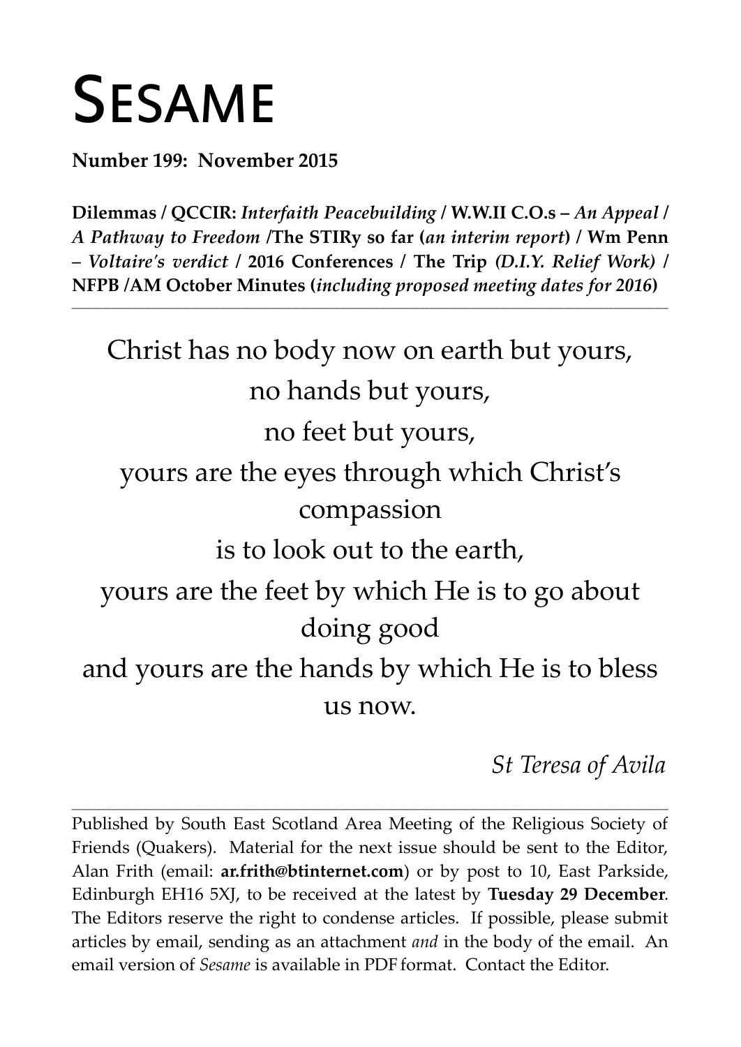# SESAME

**Number 199: November 2015**

**Dilemmas / QCCIR:** ***Interfaith Peacebuilding*** **/ W.W.II C.O.s –** ***An Appeal*** **/** ***A Pathway to Freedom*** **/The STIRy so far (*****an interim report*****) / Wm Penn –** ***Voltaire's verdict*** **/ 2016 Conferences / The Trip** ***(D.I.Y. Relief Work)*** **/ NFPB /AM October Minutes (*****including proposed meeting dates for 2016*****)**

---

Christ has no body now on earth but yours,
no hands but yours,
no feet but yours,
yours are the eyes through which Christ's compassion
is to look out to the earth,
yours are the feet by which He is to go about doing good
and yours are the hands by which He is to bless us now.

*St Teresa of Avila*

---

Published by South East Scotland Area Meeting of the Religious Society of Friends (Quakers). Material for the next issue should be sent to the Editor, Alan Frith (email: **ar.frith@btinternet.com**) or by post to 10, East Parkside, Edinburgh EH16 5XJ, to be received at the latest by **Tuesday 29 December**. The Editors reserve the right to condense articles. If possible, please submit articles by email, sending as an attachment *and* in the body of the email. An email version of *Sesame* is available in PDF format. Contact the Editor.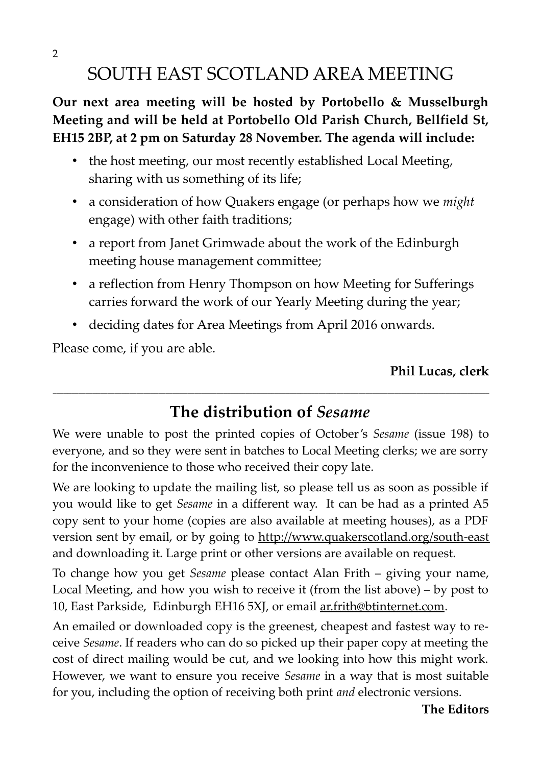# SOUTH EAST SCOTLAND AREA MEETING

**Our next area meeting will be hosted by Portobello & Musselburgh Meeting and will be held at Portobello Old Parish Church, Bellfield St, EH15 2BP, at 2 pm on Saturday 28 November. The agenda will include:**

- the host meeting, our most recently established Local Meeting, sharing with us something of its life;
- a consideration of how Quakers engage (or perhaps how we *might* engage) with other faith traditions;
- a report from Janet Grimwade about the work of the Edinburgh meeting house management committee;
- a reflection from Henry Thompson on how Meeting for Sufferings carries forward the work of our Yearly Meeting during the year;
- deciding dates for Area Meetings from April 2016 onwards.

Please come, if you are able.

**Phil Lucas, clerk**

---

## The distribution of *Sesame*

We were unable to post the printed copies of October's *Sesame* (issue 198) to everyone, and so they were sent in batches to Local Meeting clerks; we are sorry for the inconvenience to those who received their copy late.

We are looking to update the mailing list, so please tell us as soon as possible if you would like to get *Sesame* in a different way. It can be had as a printed A5 copy sent to your home (copies are also available at meeting houses), as a PDF version sent by email, or by going to http://www.quakerscotland.org/south-east and downloading it. Large print or other versions are available on request.

To change how you get *Sesame* please contact Alan Frith – giving your name, Local Meeting, and how you wish to receive it (from the list above) – by post to 10, East Parkside, Edinburgh EH16 5XJ, or email ar.frith@btinternet.com.

An emailed or downloaded copy is the greenest, cheapest and fastest way to receive *Sesame*. If readers who can do so picked up their paper copy at meeting the cost of direct mailing would be cut, and we looking into how this might work. However, we want to ensure you receive *Sesame* in a way that is most suitable for you, including the option of receiving both print *and* electronic versions.

**The Editors**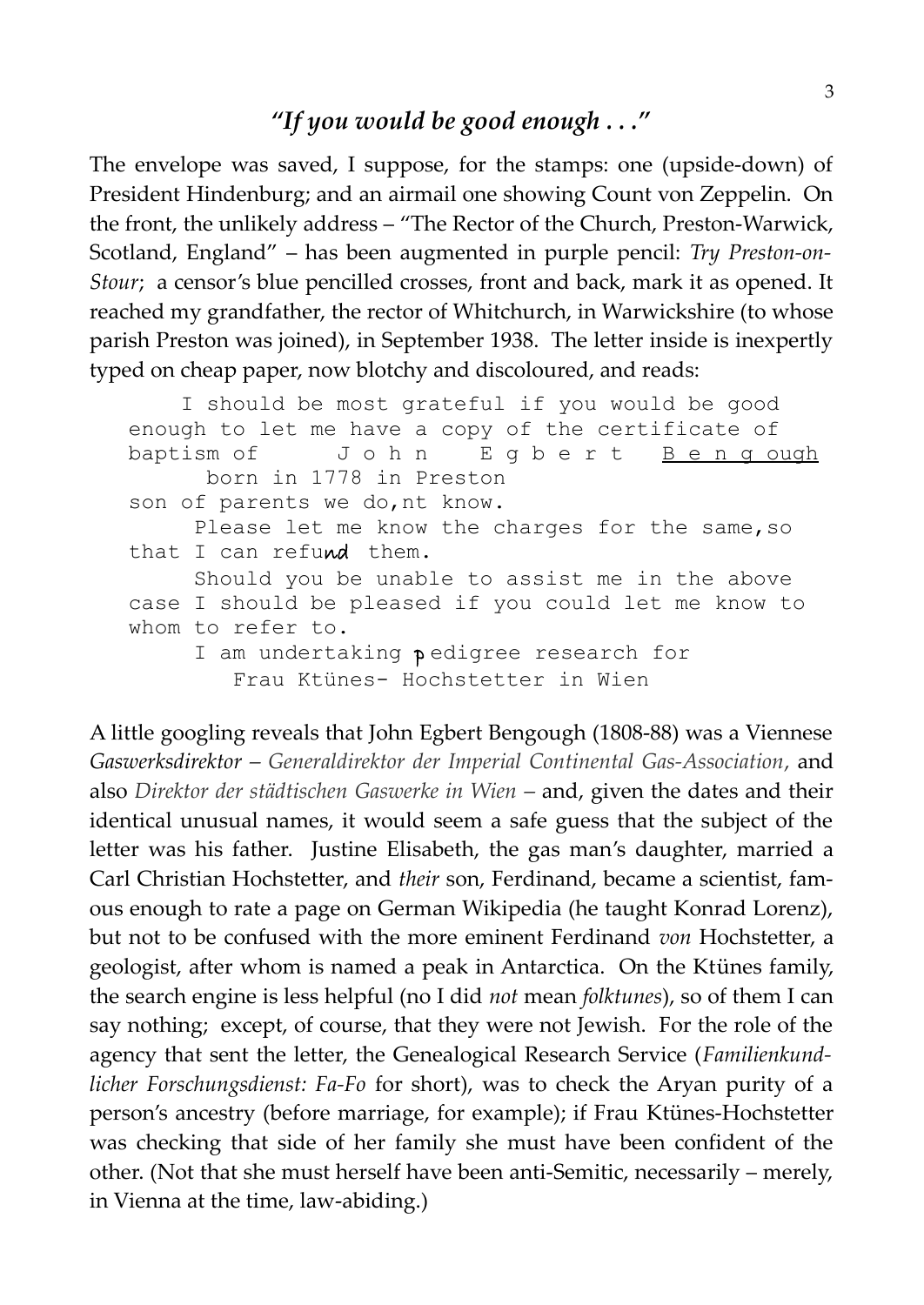## *"If you would be good enough . . ."*

The envelope was saved, I suppose, for the stamps: one (upside-down) of President Hindenburg; and an airmail one showing Count von Zeppelin. On the front, the unlikely address – "The Rector of the Church, Preston-Warwick, Scotland, England" – has been augmented in purple pencil: *Try Preston-on-Stour*; a censor's blue pencilled crosses, front and back, mark it as opened. It reached my grandfather, the rector of Whitchurch, in Warwickshire (to whose parish Preston was joined), in September 1938. The letter inside is inexpertly typed on cheap paper, now blotchy and discoloured, and reads:

```
    I should be most grateful if you would be good
enough to let me have a copy of the certificate of
baptism of      J o h n   E g b e r t  B e n g ough
      born in 1778 in Preston
son of parents we do,nt know.
     Please let me know the charges for the same,so
that I can refund them.
     Should you be unable to assist me in the above
case I should be pleased if you could let me know to
whom to refer to.
     I am undertaking pedigree research for
        Frau Ktünes- Hochstetter in Wien
```

A little googling reveals that John Egbert Bengough (1808-88) was a Viennese *Gaswerksdirektor – Generaldirektor der Imperial Continental Gas-Association*, and also *Direktor der städtischen Gaswerke in Wien* – and, given the dates and their identical unusual names, it would seem a safe guess that the subject of the letter was his father. Justine Elisabeth, the gas man's daughter, married a Carl Christian Hochstetter, and *their* son, Ferdinand, became a scientist, famous enough to rate a page on German Wikipedia (he taught Konrad Lorenz), but not to be confused with the more eminent Ferdinand *von* Hochstetter, a geologist, after whom is named a peak in Antarctica. On the Ktünes family, the search engine is less helpful (no I did *not* mean *folktunes*), so of them I can say nothing; except, of course, that they were not Jewish. For the role of the agency that sent the letter, the Genealogical Research Service (*Familienkundlicher Forschungsdienst: Fa-Fo* for short), was to check the Aryan purity of a person's ancestry (before marriage, for example); if Frau Ktünes-Hochstetter was checking that side of her family she must have been confident of the other. (Not that she must herself have been anti-Semitic, necessarily – merely, in Vienna at the time, law-abiding.)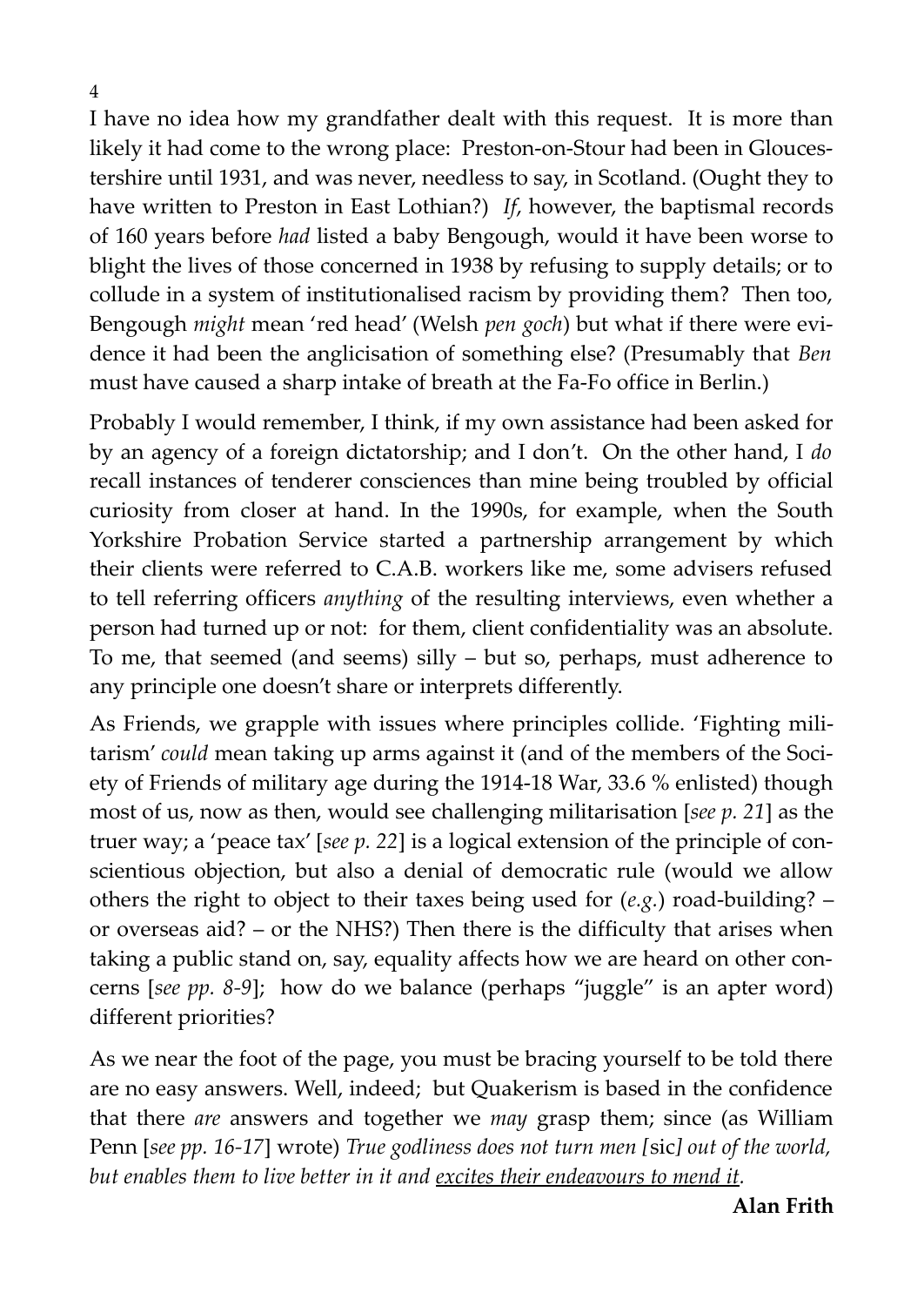I have no idea how my grandfather dealt with this request. It is more than likely it had come to the wrong place: Preston-on-Stour had been in Gloucestershire until 1931, and was never, needless to say, in Scotland. (Ought they to have written to Preston in East Lothian?) *If*, however, the baptismal records of 160 years before *had* listed a baby Bengough, would it have been worse to blight the lives of those concerned in 1938 by refusing to supply details; or to collude in a system of institutionalised racism by providing them? Then too, Bengough *might* mean 'red head' (Welsh *pen goch*) but what if there were evidence it had been the anglicisation of something else? (Presumably that *Ben* must have caused a sharp intake of breath at the Fa-Fo office in Berlin.)

Probably I would remember, I think, if my own assistance had been asked for by an agency of a foreign dictatorship; and I don't. On the other hand, I *do* recall instances of tenderer consciences than mine being troubled by official curiosity from closer at hand. In the 1990s, for example, when the South Yorkshire Probation Service started a partnership arrangement by which their clients were referred to C.A.B. workers like me, some advisers refused to tell referring officers *anything* of the resulting interviews, even whether a person had turned up or not: for them, client confidentiality was an absolute. To me, that seemed (and seems) silly – but so, perhaps, must adherence to any principle one doesn't share or interprets differently.

As Friends, we grapple with issues where principles collide. 'Fighting militarism' *could* mean taking up arms against it (and of the members of the Society of Friends of military age during the 1914-18 War, 33.6 % enlisted) though most of us, now as then, would see challenging militarisation [*see p. 21*] as the truer way; a 'peace tax' [*see p. 22*] is a logical extension of the principle of conscientious objection, but also a denial of democratic rule (would we allow others the right to object to their taxes being used for (*e.g.*) road-building? – or overseas aid? – or the NHS?) Then there is the difficulty that arises when taking a public stand on, say, equality affects how we are heard on other concerns [*see pp. 8-9*]; how do we balance (perhaps "juggle" is an apter word) different priorities?

As we near the foot of the page, you must be bracing yourself to be told there are no easy answers. Well, indeed; but Quakerism is based in the confidence that there *are* answers and together we *may* grasp them; since (as William Penn [*see pp. 16-17*] wrote) *True godliness does not turn men [*sic*] out of the world, but enables them to live better in it and <u>excites their endeavours to mend it</u>.*

**Alan Frith**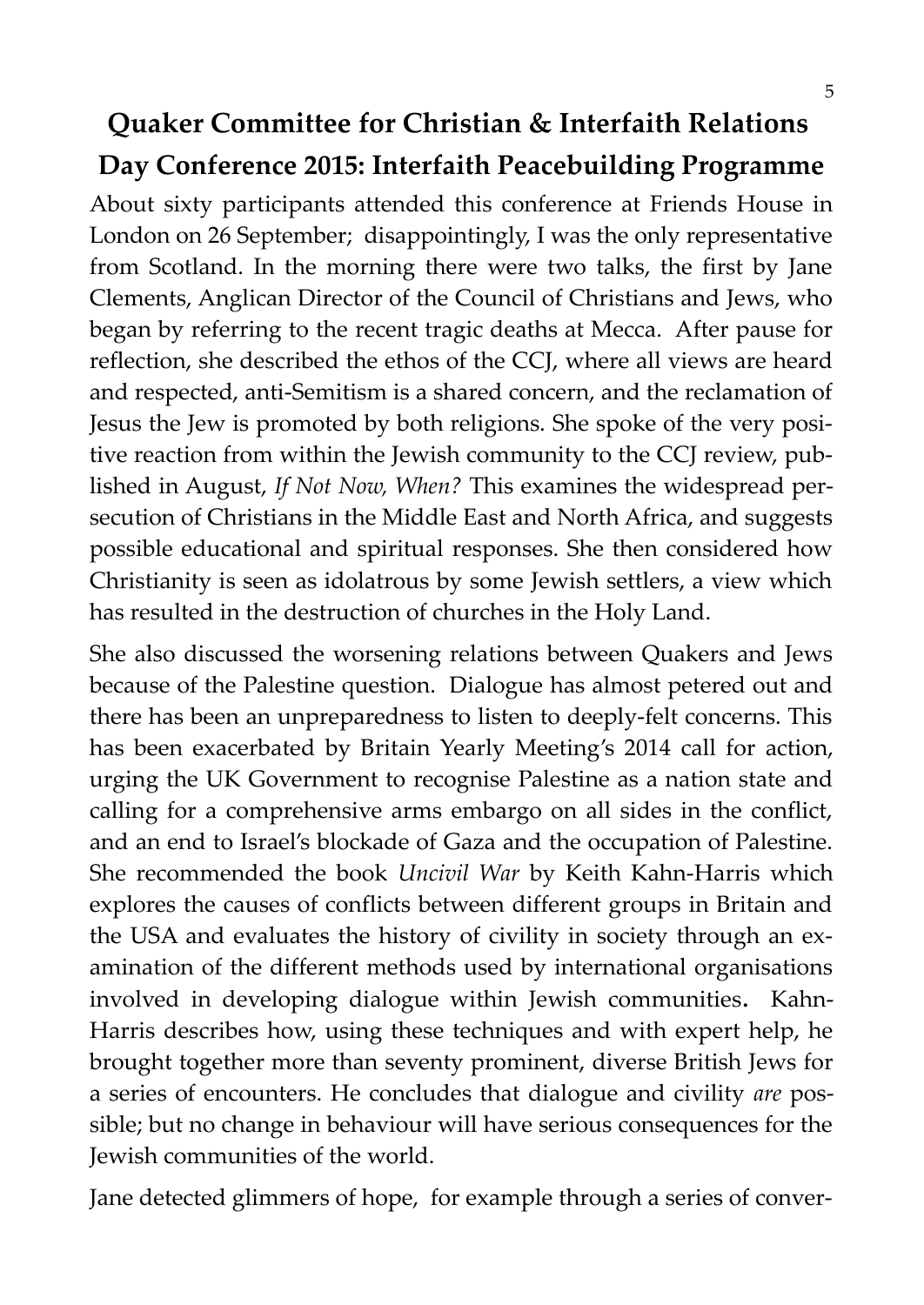# Quaker Committee for Christian & Interfaith Relations

## Day Conference 2015: Interfaith Peacebuilding Programme

About sixty participants attended this conference at Friends House in London on 26 September; disappointingly, I was the only representative from Scotland. In the morning there were two talks, the first by Jane Clements, Anglican Director of the Council of Christians and Jews, who began by referring to the recent tragic deaths at Mecca. After pause for reflection, she described the ethos of the CCJ, where all views are heard and respected, anti-Semitism is a shared concern, and the reclamation of Jesus the Jew is promoted by both religions. She spoke of the very positive reaction from within the Jewish community to the CCJ review, published in August, *If Not Now, When?* This examines the widespread persecution of Christians in the Middle East and North Africa, and suggests possible educational and spiritual responses. She then considered how Christianity is seen as idolatrous by some Jewish settlers, a view which has resulted in the destruction of churches in the Holy Land.

She also discussed the worsening relations between Quakers and Jews because of the Palestine question. Dialogue has almost petered out and there has been an unpreparedness to listen to deeply-felt concerns. This has been exacerbated by Britain Yearly Meeting's 2014 call for action, urging the UK Government to recognise Palestine as a nation state and calling for a comprehensive arms embargo on all sides in the conflict, and an end to Israel's blockade of Gaza and the occupation of Palestine. She recommended the book *Uncivil War* by Keith Kahn-Harris which explores the causes of conflicts between different groups in Britain and the USA and evaluates the history of civility in society through an examination of the different methods used by international organisations involved in developing dialogue within Jewish communities. Kahn-Harris describes how, using these techniques and with expert help, he brought together more than seventy prominent, diverse British Jews for a series of encounters. He concludes that dialogue and civility *are* possible; but no change in behaviour will have serious consequences for the Jewish communities of the world.

Jane detected glimmers of hope, for example through a series of conver-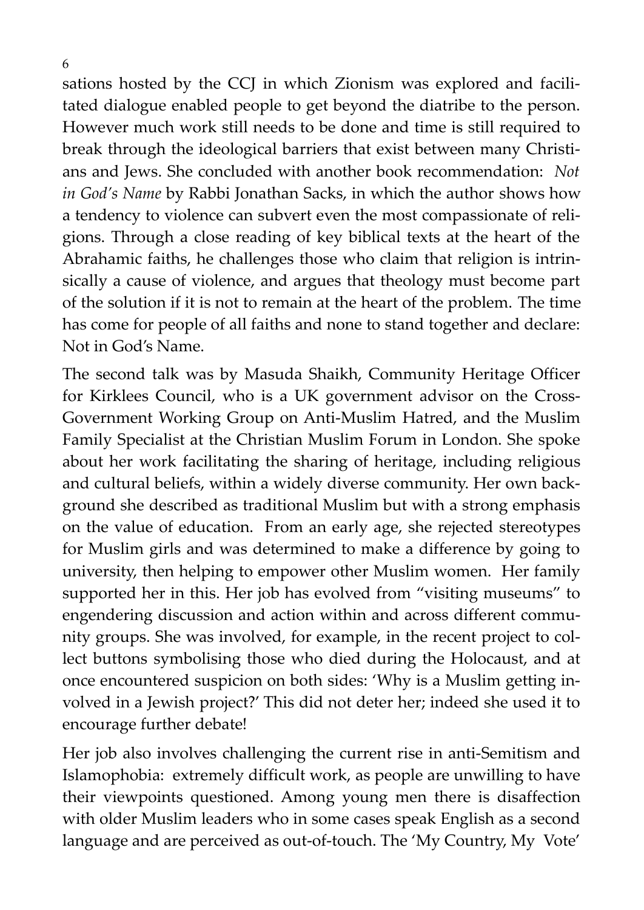sations hosted by the CCJ in which Zionism was explored and facilitated dialogue enabled people to get beyond the diatribe to the person. However much work still needs to be done and time is still required to break through the ideological barriers that exist between many Christians and Jews. She concluded with another book recommendation: *Not in God's Name* by Rabbi Jonathan Sacks, in which the author shows how a tendency to violence can subvert even the most compassionate of religions. Through a close reading of key biblical texts at the heart of the Abrahamic faiths, he challenges those who claim that religion is intrinsically a cause of violence, and argues that theology must become part of the solution if it is not to remain at the heart of the problem. The time has come for people of all faiths and none to stand together and declare: Not in God's Name.

The second talk was by Masuda Shaikh, Community Heritage Officer for Kirklees Council, who is a UK government advisor on the Cross-Government Working Group on Anti-Muslim Hatred, and the Muslim Family Specialist at the Christian Muslim Forum in London. She spoke about her work facilitating the sharing of heritage, including religious and cultural beliefs, within a widely diverse community. Her own background she described as traditional Muslim but with a strong emphasis on the value of education. From an early age, she rejected stereotypes for Muslim girls and was determined to make a difference by going to university, then helping to empower other Muslim women. Her family supported her in this. Her job has evolved from "visiting museums" to engendering discussion and action within and across different community groups. She was involved, for example, in the recent project to collect buttons symbolising those who died during the Holocaust, and at once encountered suspicion on both sides: 'Why is a Muslim getting involved in a Jewish project?' This did not deter her; indeed she used it to encourage further debate!

Her job also involves challenging the current rise in anti-Semitism and Islamophobia: extremely difficult work, as people are unwilling to have their viewpoints questioned. Among young men there is disaffection with older Muslim leaders who in some cases speak English as a second language and are perceived as out-of-touch. The 'My Country, My Vote'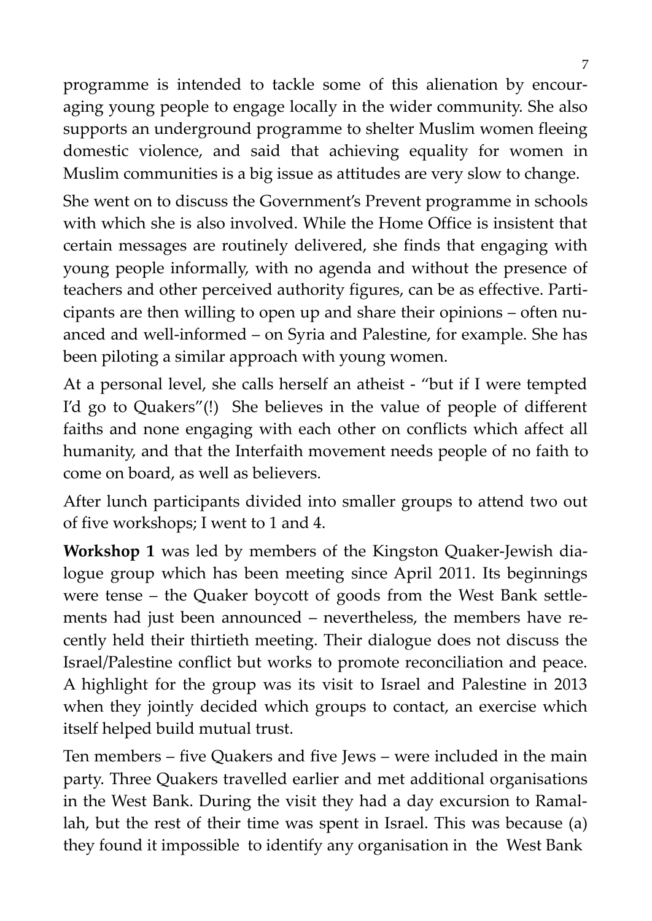programme is intended to tackle some of this alienation by encouraging young people to engage locally in the wider community. She also supports an underground programme to shelter Muslim women fleeing domestic violence, and said that achieving equality for women in Muslim communities is a big issue as attitudes are very slow to change.

She went on to discuss the Government's Prevent programme in schools with which she is also involved. While the Home Office is insistent that certain messages are routinely delivered, she finds that engaging with young people informally, with no agenda and without the presence of teachers and other perceived authority figures, can be as effective. Participants are then willing to open up and share their opinions – often nuanced and well-informed – on Syria and Palestine, for example. She has been piloting a similar approach with young women.

At a personal level, she calls herself an atheist - "but if I were tempted I'd go to Quakers"(!) She believes in the value of people of different faiths and none engaging with each other on conflicts which affect all humanity, and that the Interfaith movement needs people of no faith to come on board, as well as believers.

After lunch participants divided into smaller groups to attend two out of five workshops; I went to 1 and 4.

**Workshop 1** was led by members of the Kingston Quaker-Jewish dialogue group which has been meeting since April 2011. Its beginnings were tense – the Quaker boycott of goods from the West Bank settlements had just been announced – nevertheless, the members have recently held their thirtieth meeting. Their dialogue does not discuss the Israel/Palestine conflict but works to promote reconciliation and peace. A highlight for the group was its visit to Israel and Palestine in 2013 when they jointly decided which groups to contact, an exercise which itself helped build mutual trust.

Ten members – five Quakers and five Jews – were included in the main party. Three Quakers travelled earlier and met additional organisations in the West Bank. During the visit they had a day excursion to Ramallah, but the rest of their time was spent in Israel. This was because (a) they found it impossible to identify any organisation in the West Bank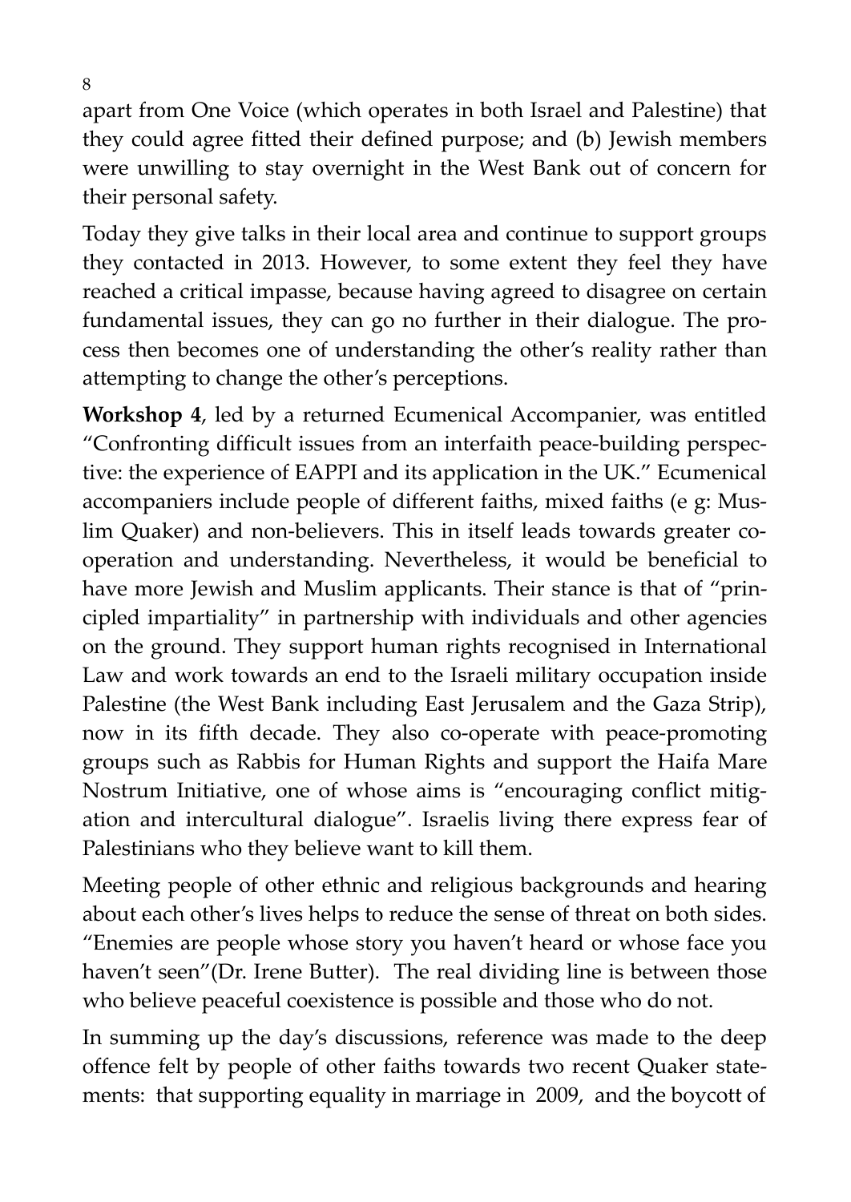apart from One Voice (which operates in both Israel and Palestine) that they could agree fitted their defined purpose; and (b) Jewish members were unwilling to stay overnight in the West Bank out of concern for their personal safety.

Today they give talks in their local area and continue to support groups they contacted in 2013. However, to some extent they feel they have reached a critical impasse, because having agreed to disagree on certain fundamental issues, they can go no further in their dialogue. The process then becomes one of understanding the other's reality rather than attempting to change the other's perceptions.

**Workshop 4**, led by a returned Ecumenical Accompanier, was entitled "Confronting difficult issues from an interfaith peace-building perspective: the experience of EAPPI and its application in the UK." Ecumenical accompaniers include people of different faiths, mixed faiths (e g: Muslim Quaker) and non-believers. This in itself leads towards greater co-operation and understanding. Nevertheless, it would be beneficial to have more Jewish and Muslim applicants. Their stance is that of "principled impartiality" in partnership with individuals and other agencies on the ground. They support human rights recognised in International Law and work towards an end to the Israeli military occupation inside Palestine (the West Bank including East Jerusalem and the Gaza Strip), now in its fifth decade. They also co-operate with peace-promoting groups such as Rabbis for Human Rights and support the Haifa Mare Nostrum Initiative, one of whose aims is "encouraging conflict mitigation and intercultural dialogue". Israelis living there express fear of Palestinians who they believe want to kill them.

Meeting people of other ethnic and religious backgrounds and hearing about each other's lives helps to reduce the sense of threat on both sides. "Enemies are people whose story you haven't heard or whose face you haven't seen"(Dr. Irene Butter). The real dividing line is between those who believe peaceful coexistence is possible and those who do not.

In summing up the day's discussions, reference was made to the deep offence felt by people of other faiths towards two recent Quaker statements: that supporting equality in marriage in 2009, and the boycott of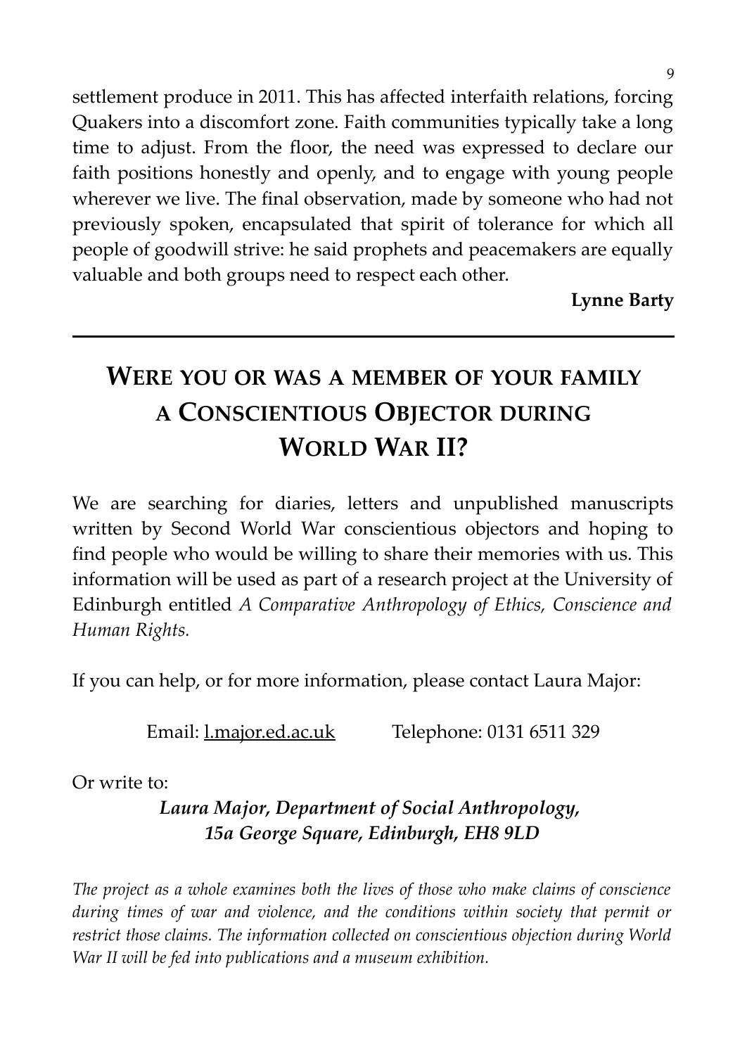settlement produce in 2011. This has affected interfaith relations, forcing Quakers into a discomfort zone. Faith communities typically take a long time to adjust. From the floor, the need was expressed to declare our faith positions honestly and openly, and to engage with young people wherever we live. The final observation, made by someone who had not previously spoken, encapsulated that spirit of tolerance for which all people of goodwill strive: he said prophets and peacemakers are equally valuable and both groups need to respect each other.

**Lynne Barty**

---

## Were you or was a member of your family a Conscientious Objector during World War II?

We are searching for diaries, letters and unpublished manuscripts written by Second World War conscientious objectors and hoping to find people who would be willing to share their memories with us. This information will be used as part of a research project at the University of Edinburgh entitled *A Comparative Anthropology of Ethics, Conscience and Human Rights.*

If you can help, or for more information, please contact Laura Major:

Email: l.major.ed.ac.uk Telephone: 0131 6511 329

Or write to:

***Laura Major, Department of Social Anthropology, 15a George Square, Edinburgh, EH8 9LD***

*The project as a whole examines both the lives of those who make claims of conscience during times of war and violence, and the conditions within society that permit or restrict those claims. The information collected on conscientious objection during World War II will be fed into publications and a museum exhibition.*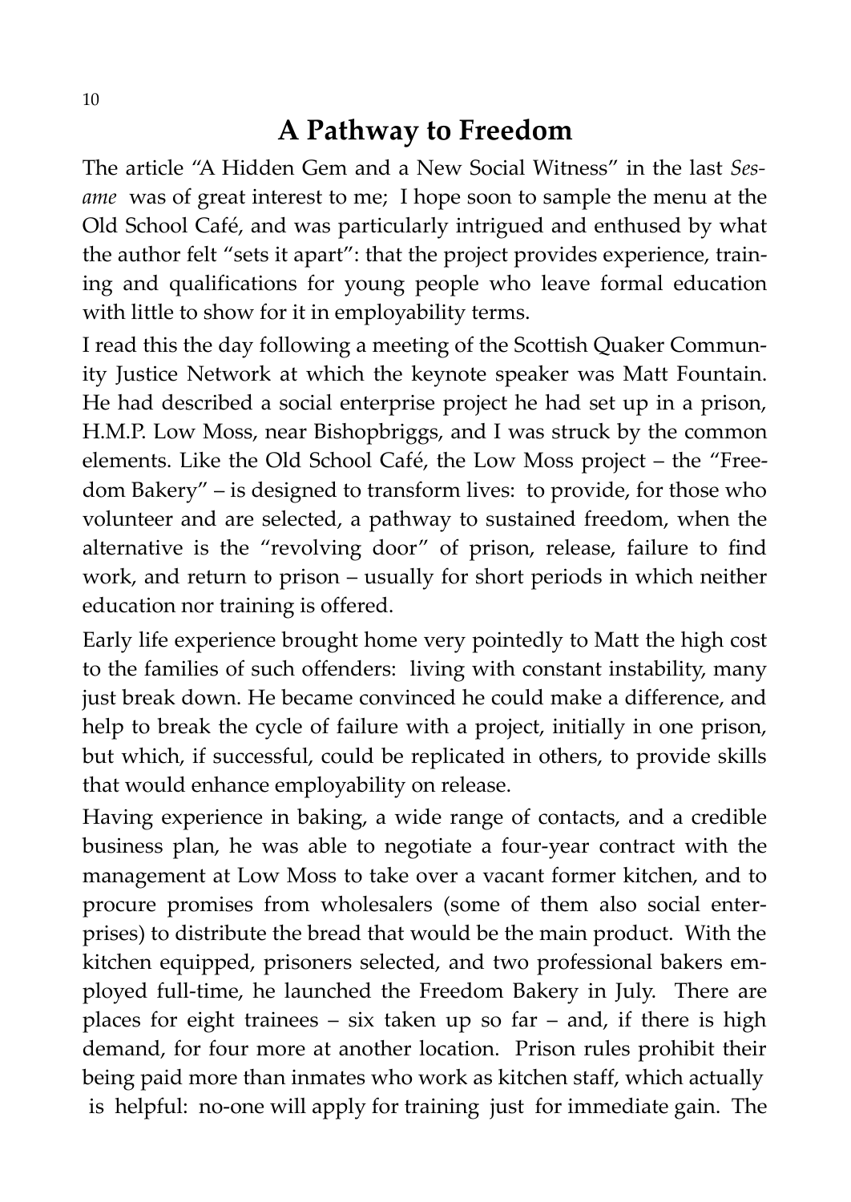# A Pathway to Freedom

The article "A Hidden Gem and a New Social Witness" in the last *Sesame* was of great interest to me; I hope soon to sample the menu at the Old School Café, and was particularly intrigued and enthused by what the author felt "sets it apart": that the project provides experience, training and qualifications for young people who leave formal education with little to show for it in employability terms.

I read this the day following a meeting of the Scottish Quaker Community Justice Network at which the keynote speaker was Matt Fountain. He had described a social enterprise project he had set up in a prison, H.M.P. Low Moss, near Bishopbriggs, and I was struck by the common elements. Like the Old School Café, the Low Moss project – the "Freedom Bakery" – is designed to transform lives: to provide, for those who volunteer and are selected, a pathway to sustained freedom, when the alternative is the "revolving door" of prison, release, failure to find work, and return to prison – usually for short periods in which neither education nor training is offered.

Early life experience brought home very pointedly to Matt the high cost to the families of such offenders: living with constant instability, many just break down. He became convinced he could make a difference, and help to break the cycle of failure with a project, initially in one prison, but which, if successful, could be replicated in others, to provide skills that would enhance employability on release.

Having experience in baking, a wide range of contacts, and a credible business plan, he was able to negotiate a four-year contract with the management at Low Moss to take over a vacant former kitchen, and to procure promises from wholesalers (some of them also social enterprises) to distribute the bread that would be the main product. With the kitchen equipped, prisoners selected, and two professional bakers employed full-time, he launched the Freedom Bakery in July. There are places for eight trainees – six taken up so far – and, if there is high demand, for four more at another location. Prison rules prohibit their being paid more than inmates who work as kitchen staff, which actually is helpful: no-one will apply for training just for immediate gain. The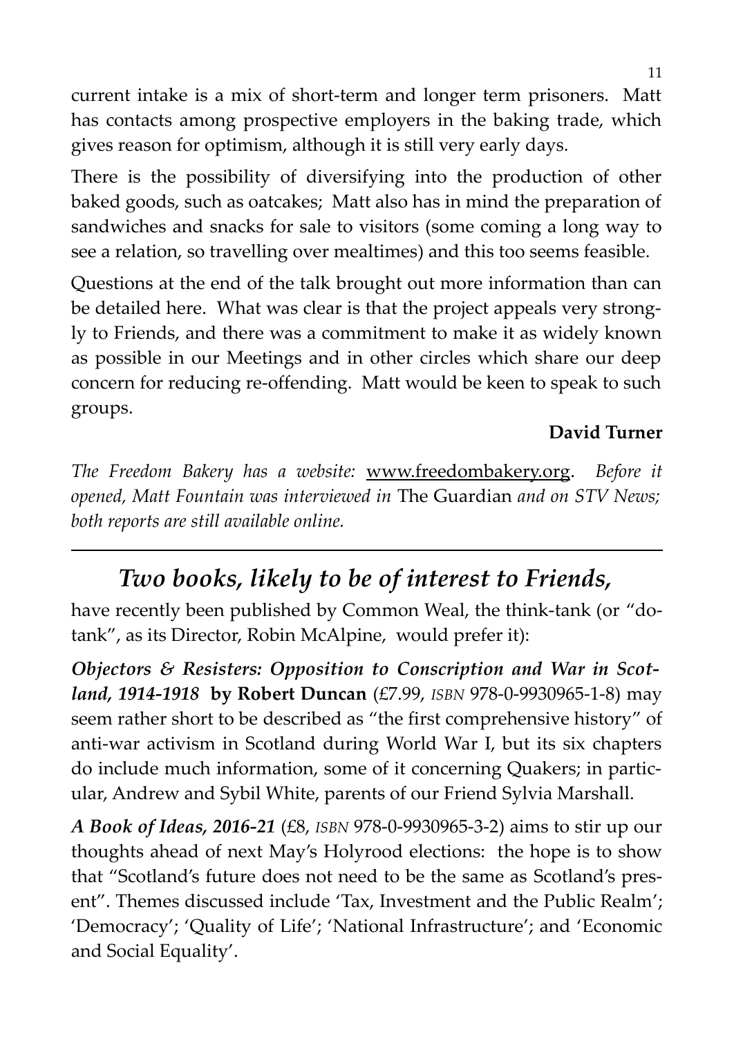current intake is a mix of short-term and longer term prisoners. Matt has contacts among prospective employers in the baking trade, which gives reason for optimism, although it is still very early days.

There is the possibility of diversifying into the production of other baked goods, such as oatcakes; Matt also has in mind the preparation of sandwiches and snacks for sale to visitors (some coming a long way to see a relation, so travelling over mealtimes) and this too seems feasible.

Questions at the end of the talk brought out more information than can be detailed here. What was clear is that the project appeals very strongly to Friends, and there was a commitment to make it as widely known as possible in our Meetings and in other circles which share our deep concern for reducing re-offending. Matt would be keen to speak to such groups.

**David Turner**

*The Freedom Bakery has a website:* www.freedombakery.org. *Before it opened, Matt Fountain was interviewed in* The Guardian *and on STV News; both reports are still available online.*

---

## *Two books, likely to be of interest to Friends,*

have recently been published by Common Weal, the think-tank (or "do-tank", as its Director, Robin McAlpine, would prefer it):

***Objectors & Resisters: Opposition to Conscription and War in Scotland, 1914-1918*** **by Robert Duncan** (£7.99, *ISBN* 978-0-9930965-1-8) may seem rather short to be described as "the first comprehensive history" of anti-war activism in Scotland during World War I, but its six chapters do include much information, some of it concerning Quakers; in particular, Andrew and Sybil White, parents of our Friend Sylvia Marshall.

***A Book of Ideas, 2016-21*** (£8, *ISBN* 978-0-9930965-3-2) aims to stir up our thoughts ahead of next May's Holyrood elections: the hope is to show that "Scotland's future does not need to be the same as Scotland's present". Themes discussed include 'Tax, Investment and the Public Realm'; 'Democracy'; 'Quality of Life'; 'National Infrastructure'; and 'Economic and Social Equality'.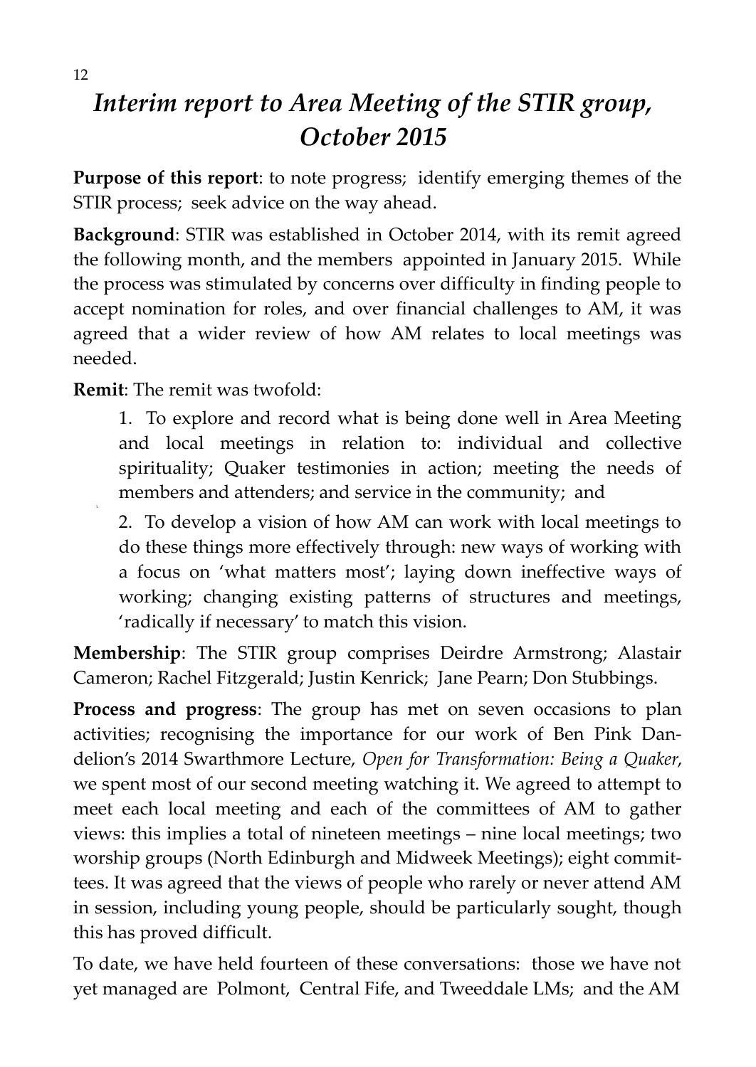# *Interim report to Area Meeting of the STIR group, October 2015*

**Purpose of this report**: to note progress; identify emerging themes of the STIR process; seek advice on the way ahead.

**Background**: STIR was established in October 2014, with its remit agreed the following month, and the members appointed in January 2015. While the process was stimulated by concerns over difficulty in finding people to accept nomination for roles, and over financial challenges to AM, it was agreed that a wider review of how AM relates to local meetings was needed.

**Remit**: The remit was twofold:

1. To explore and record what is being done well in Area Meeting and local meetings in relation to: individual and collective spirituality; Quaker testimonies in action; meeting the needs of members and attenders; and service in the community; and

2. To develop a vision of how AM can work with local meetings to do these things more effectively through: new ways of working with a focus on 'what matters most'; laying down ineffective ways of working; changing existing patterns of structures and meetings, 'radically if necessary' to match this vision.

**Membership**: The STIR group comprises Deirdre Armstrong; Alastair Cameron; Rachel Fitzgerald; Justin Kenrick; Jane Pearn; Don Stubbings.

**Process and progress**: The group has met on seven occasions to plan activities; recognising the importance for our work of Ben Pink Dandelion's 2014 Swarthmore Lecture, *Open for Transformation: Being a Quaker*, we spent most of our second meeting watching it. We agreed to attempt to meet each local meeting and each of the committees of AM to gather views: this implies a total of nineteen meetings – nine local meetings; two worship groups (North Edinburgh and Midweek Meetings); eight committees. It was agreed that the views of people who rarely or never attend AM in session, including young people, should be particularly sought, though this has proved difficult.

To date, we have held fourteen of these conversations: those we have not yet managed are Polmont, Central Fife, and Tweeddale LMs; and the AM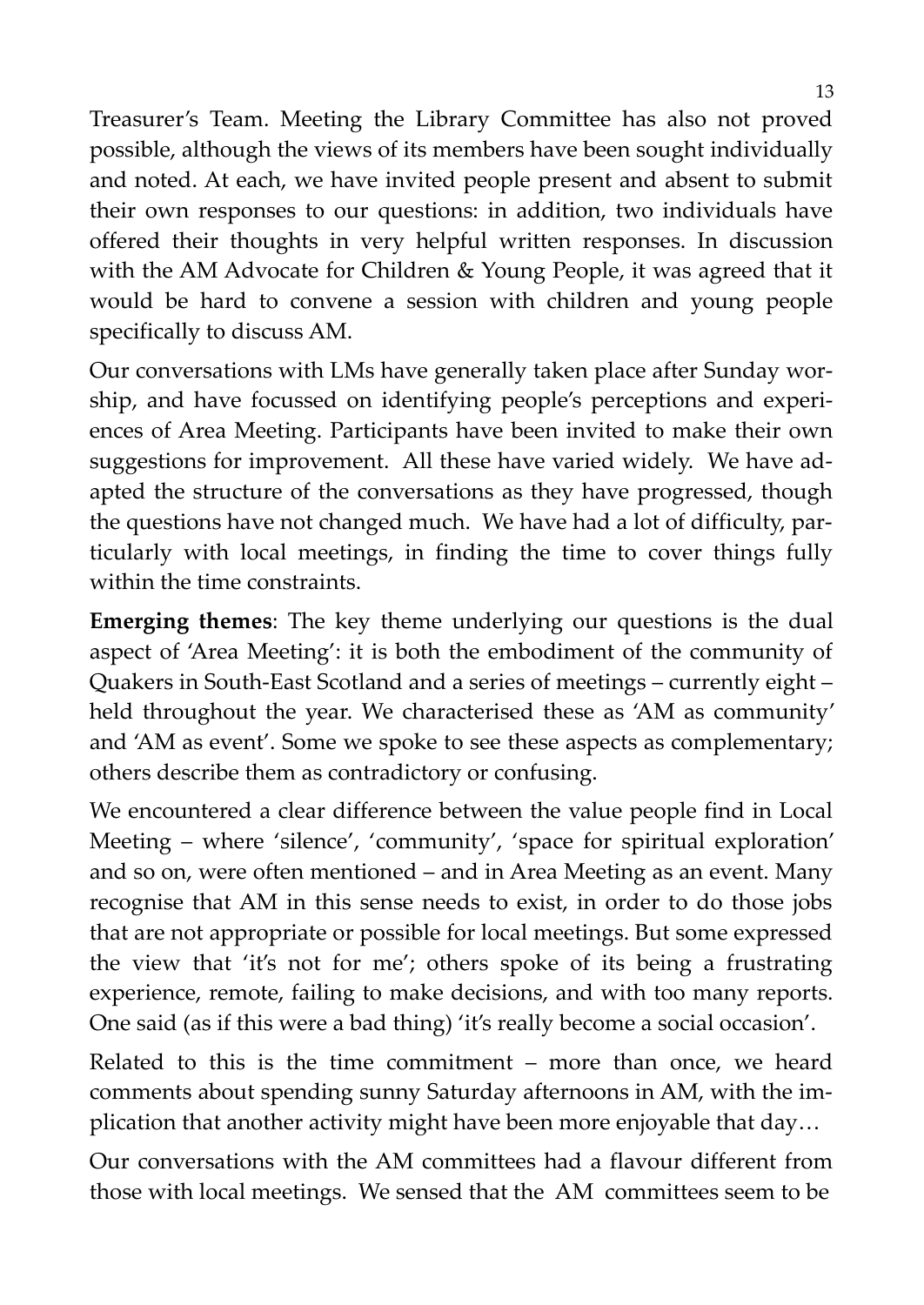Treasurer's Team. Meeting the Library Committee has also not proved possible, although the views of its members have been sought individually and noted. At each, we have invited people present and absent to submit their own responses to our questions: in addition, two individuals have offered their thoughts in very helpful written responses. In discussion with the AM Advocate for Children & Young People, it was agreed that it would be hard to convene a session with children and young people specifically to discuss AM.

Our conversations with LMs have generally taken place after Sunday worship, and have focussed on identifying people's perceptions and experiences of Area Meeting. Participants have been invited to make their own suggestions for improvement. All these have varied widely. We have adapted the structure of the conversations as they have progressed, though the questions have not changed much. We have had a lot of difficulty, particularly with local meetings, in finding the time to cover things fully within the time constraints.

**Emerging themes**: The key theme underlying our questions is the dual aspect of 'Area Meeting': it is both the embodiment of the community of Quakers in South-East Scotland and a series of meetings – currently eight – held throughout the year. We characterised these as 'AM as community' and 'AM as event'. Some we spoke to see these aspects as complementary; others describe them as contradictory or confusing.

We encountered a clear difference between the value people find in Local Meeting – where 'silence', 'community', 'space for spiritual exploration' and so on, were often mentioned – and in Area Meeting as an event. Many recognise that AM in this sense needs to exist, in order to do those jobs that are not appropriate or possible for local meetings. But some expressed the view that 'it's not for me'; others spoke of its being a frustrating experience, remote, failing to make decisions, and with too many reports. One said (as if this were a bad thing) 'it's really become a social occasion'.

Related to this is the time commitment – more than once, we heard comments about spending sunny Saturday afternoons in AM, with the implication that another activity might have been more enjoyable that day…

Our conversations with the AM committees had a flavour different from those with local meetings. We sensed that the AM committees seem to be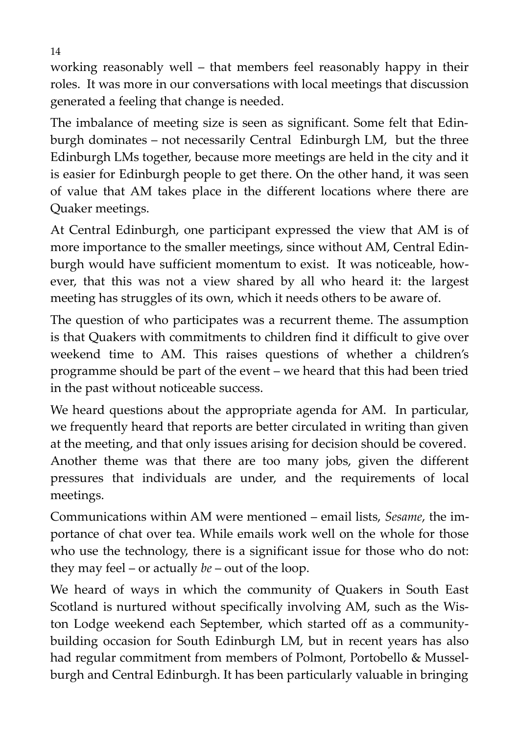working reasonably well – that members feel reasonably happy in their roles. It was more in our conversations with local meetings that discussion generated a feeling that change is needed.

The imbalance of meeting size is seen as significant. Some felt that Edinburgh dominates – not necessarily Central Edinburgh LM, but the three Edinburgh LMs together, because more meetings are held in the city and it is easier for Edinburgh people to get there. On the other hand, it was seen of value that AM takes place in the different locations where there are Quaker meetings.

At Central Edinburgh, one participant expressed the view that AM is of more importance to the smaller meetings, since without AM, Central Edinburgh would have sufficient momentum to exist. It was noticeable, however, that this was not a view shared by all who heard it: the largest meeting has struggles of its own, which it needs others to be aware of.

The question of who participates was a recurrent theme. The assumption is that Quakers with commitments to children find it difficult to give over weekend time to AM. This raises questions of whether a children's programme should be part of the event – we heard that this had been tried in the past without noticeable success.

We heard questions about the appropriate agenda for AM. In particular, we frequently heard that reports are better circulated in writing than given at the meeting, and that only issues arising for decision should be covered. Another theme was that there are too many jobs, given the different pressures that individuals are under, and the requirements of local meetings.

Communications within AM were mentioned – email lists, *Sesame*, the importance of chat over tea. While emails work well on the whole for those who use the technology, there is a significant issue for those who do not: they may feel – or actually *be* – out of the loop.

We heard of ways in which the community of Quakers in South East Scotland is nurtured without specifically involving AM, such as the Wiston Lodge weekend each September, which started off as a community-building occasion for South Edinburgh LM, but in recent years has also had regular commitment from members of Polmont, Portobello & Musselburgh and Central Edinburgh. It has been particularly valuable in bringing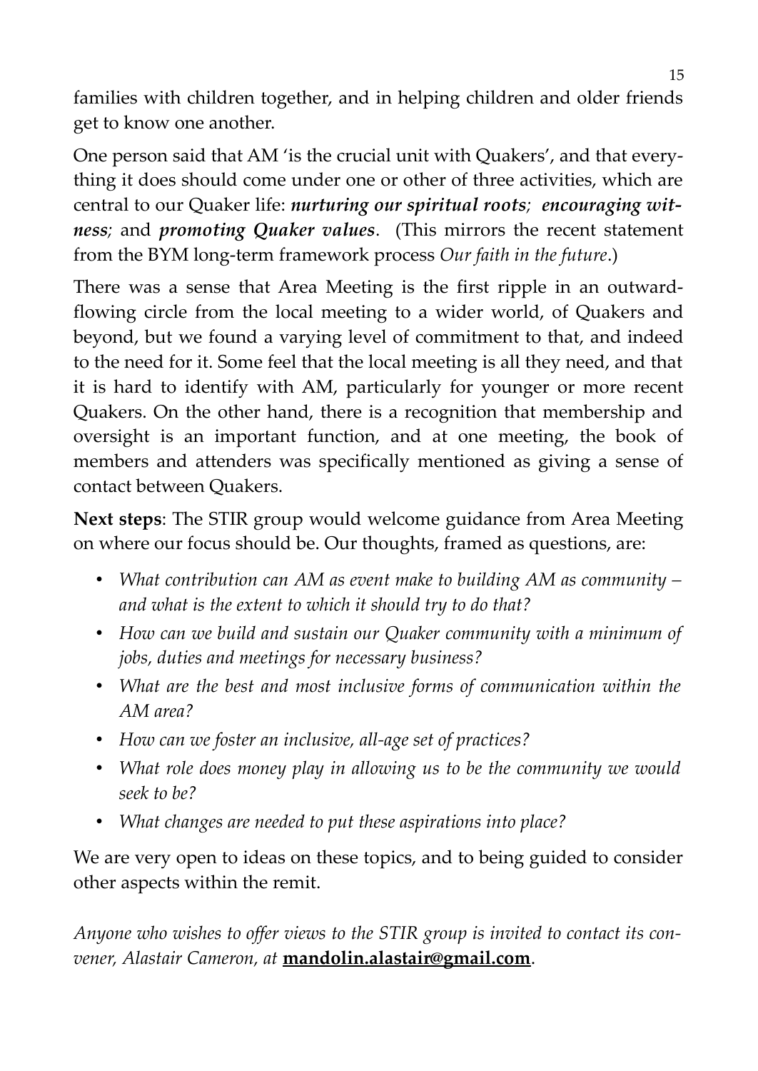families with children together, and in helping children and older friends get to know one another.

One person said that AM 'is the crucial unit with Quakers', and that everything it does should come under one or other of three activities, which are central to our Quaker life: ***nurturing our spiritual roots****;* ***encouraging witness****;* and ***promoting Quaker values***. (This mirrors the recent statement from the BYM long-term framework process *Our faith in the future*.)

There was a sense that Area Meeting is the first ripple in an outward-flowing circle from the local meeting to a wider world, of Quakers and beyond, but we found a varying level of commitment to that, and indeed to the need for it. Some feel that the local meeting is all they need, and that it is hard to identify with AM, particularly for younger or more recent Quakers. On the other hand, there is a recognition that membership and oversight is an important function, and at one meeting, the book of members and attenders was specifically mentioned as giving a sense of contact between Quakers.

**Next steps**: The STIR group would welcome guidance from Area Meeting on where our focus should be. Our thoughts, framed as questions, are:

- *What contribution can AM as event make to building AM as community – and what is the extent to which it should try to do that?*
- *How can we build and sustain our Quaker community with a minimum of jobs, duties and meetings for necessary business?*
- *What are the best and most inclusive forms of communication within the AM area?*
- *How can we foster an inclusive, all-age set of practices?*
- *What role does money play in allowing us to be the community we would seek to be?*
- *What changes are needed to put these aspirations into place?*

We are very open to ideas on these topics, and to being guided to consider other aspects within the remit.

*Anyone who wishes to offer views to the STIR group is invited to contact its convener, Alastair Cameron, at* **mandolin.alastair@gmail.com**.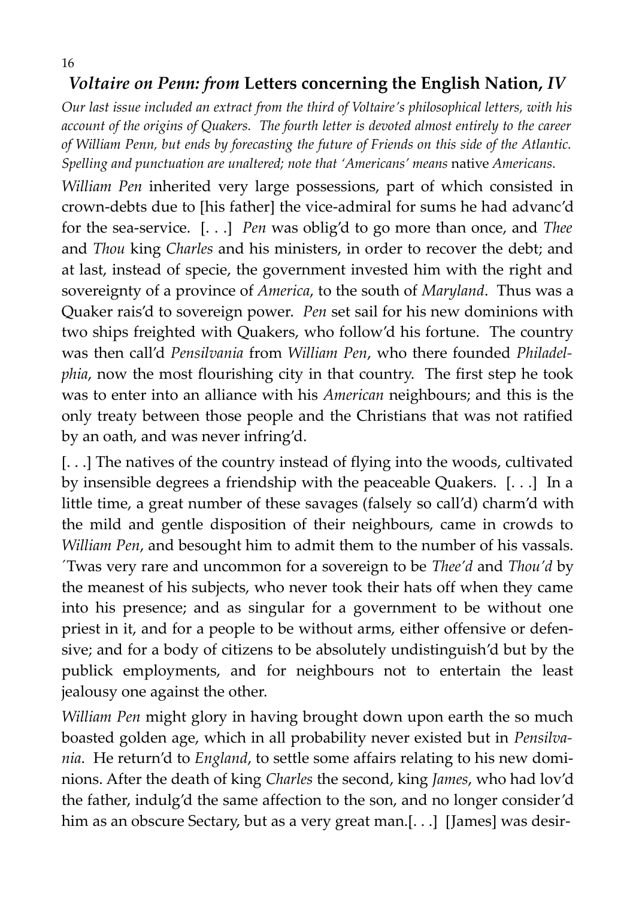## *Voltaire on Penn: from* **Letters concerning the English Nation,** ***IV***

*Our last issue included an extract from the third of Voltaire's philosophical letters, with his account of the origins of Quakers. The fourth letter is devoted almost entirely to the career of William Penn, but ends by forecasting the future of Friends on this side of the Atlantic. Spelling and punctuation are unaltered; note that 'Americans' means* native *Americans.*

*William Pen* inherited very large possessions, part of which consisted in crown-debts due to [his father] the vice-admiral for sums he had advanc'd for the sea-service. [. . .] *Pen* was oblig'd to go more than once, and *Thee* and *Thou* king *Charles* and his ministers, in order to recover the debt; and at last, instead of specie, the government invested him with the right and sovereignty of a province of *America*, to the south of *Maryland*. Thus was a Quaker rais'd to sovereign power. *Pen* set sail for his new dominions with two ships freighted with Quakers, who follow'd his fortune. The country was then call'd *Pensilvania* from *William Pen*, who there founded *Philadelphia*, now the most flourishing city in that country. The first step he took was to enter into an alliance with his *American* neighbours; and this is the only treaty between those people and the Christians that was not ratified by an oath, and was never infring'd.

[. . .] The natives of the country instead of flying into the woods, cultivated by insensible degrees a friendship with the peaceable Quakers. [. . .] In a little time, a great number of these savages (falsely so call'd) charm'd with the mild and gentle disposition of their neighbours, came in crowds to *William Pen*, and besought him to admit them to the number of his vassals. 'Twas very rare and uncommon for a sovereign to be *Thee'd* and *Thou'd* by the meanest of his subjects, who never took their hats off when they came into his presence; and as singular for a government to be without one priest in it, and for a people to be without arms, either offensive or defensive; and for a body of citizens to be absolutely undistinguish'd but by the publick employments, and for neighbours not to entertain the least jealousy one against the other.

*William Pen* might glory in having brought down upon earth the so much boasted golden age, which in all probability never existed but in *Pensilvania*. He return'd to *England*, to settle some affairs relating to his new dominions. After the death of king *Charles* the second, king *James*, who had lov'd the father, indulg'd the same affection to the son, and no longer consider'd him as an obscure Sectary, but as a very great man.[. . .] [James] was desir-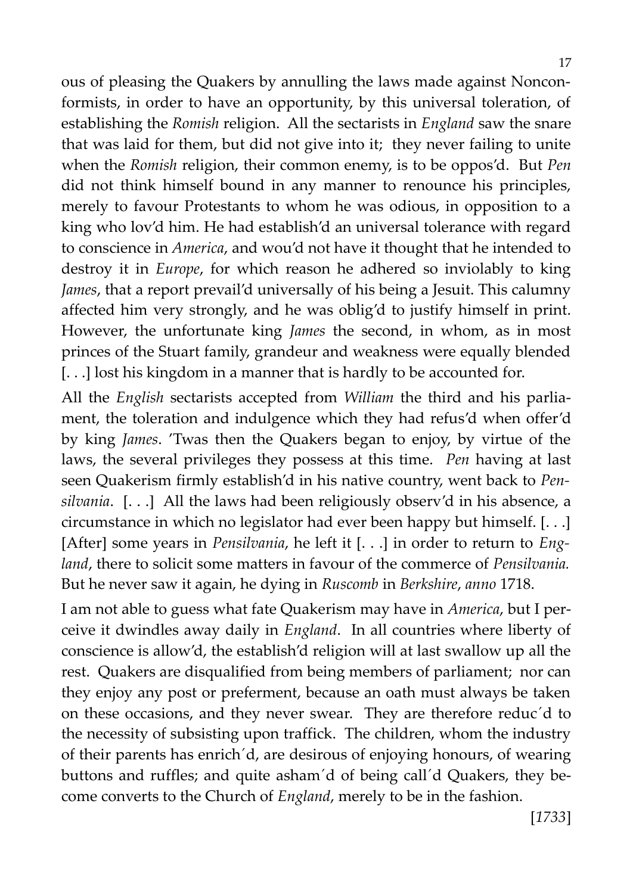ous of pleasing the Quakers by annulling the laws made against Nonconformists, in order to have an opportunity, by this universal toleration, of establishing the *Romish* religion. All the sectarists in *England* saw the snare that was laid for them, but did not give into it; they never failing to unite when the *Romish* religion, their common enemy, is to be oppos'd. But *Pen* did not think himself bound in any manner to renounce his principles, merely to favour Protestants to whom he was odious, in opposition to a king who lov'd him. He had establish'd an universal tolerance with regard to conscience in *America*, and wou'd not have it thought that he intended to destroy it in *Europe*, for which reason he adhered so inviolably to king *James*, that a report prevail'd universally of his being a Jesuit. This calumny affected him very strongly, and he was oblig'd to justify himself in print. However, the unfortunate king *James* the second, in whom, as in most princes of the Stuart family, grandeur and weakness were equally blended [. . .] lost his kingdom in a manner that is hardly to be accounted for.

All the *English* sectarists accepted from *William* the third and his parliament, the toleration and indulgence which they had refus'd when offer'd by king *James*. 'Twas then the Quakers began to enjoy, by virtue of the laws, the several privileges they possess at this time. *Pen* having at last seen Quakerism firmly establish'd in his native country, went back to *Pensilvania*. [. . .] All the laws had been religiously observ'd in his absence, a circumstance in which no legislator had ever been happy but himself. [. . .] [After] some years in *Pensilvania*, he left it [. . .] in order to return to *England*, there to solicit some matters in favour of the commerce of *Pensilvania.* But he never saw it again, he dying in *Ruscomb* in *Berkshire*, *anno* 1718.

I am not able to guess what fate Quakerism may have in *America*, but I perceive it dwindles away daily in *England*. In all countries where liberty of conscience is allow'd, the establish'd religion will at last swallow up all the rest. Quakers are disqualified from being members of parliament; nor can they enjoy any post or preferment, because an oath must always be taken on these occasions, and they never swear. They are therefore reduc´d to the necessity of subsisting upon traffick. The children, whom the industry of their parents has enrich´d, are desirous of enjoying honours, of wearing buttons and ruffles; and quite asham´d of being call´d Quakers, they become converts to the Church of *England*, merely to be in the fashion.

[*1733*]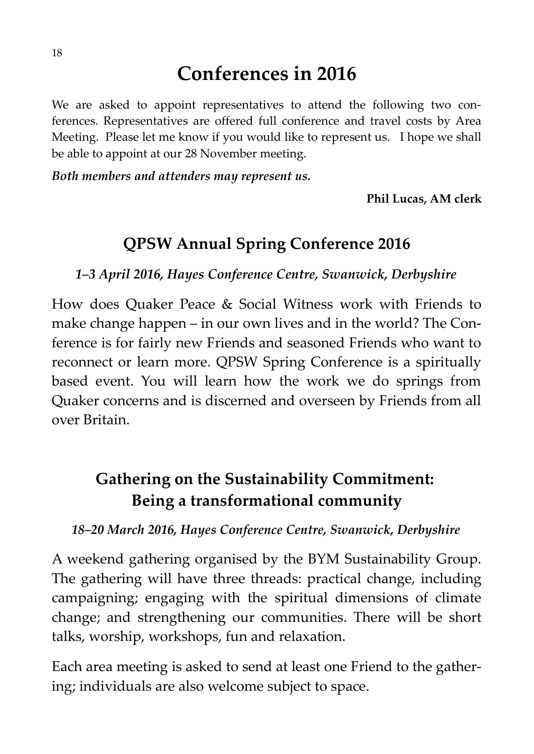# Conferences in 2016

We are asked to appoint representatives to attend the following two conferences. Representatives are offered full conference and travel costs by Area Meeting. Please let me know if you would like to represent us. I hope we shall be able to appoint at our 28 November meeting.

***Both members and attenders may represent us.***

**Phil Lucas, AM clerk**

## QPSW Annual Spring Conference 2016

***1–3 April 2016, Hayes Conference Centre, Swanwick, Derbyshire***

How does Quaker Peace & Social Witness work with Friends to make change happen – in our own lives and in the world? The Conference is for fairly new Friends and seasoned Friends who want to reconnect or learn more. QPSW Spring Conference is a spiritually based event. You will learn how the work we do springs from Quaker concerns and is discerned and overseen by Friends from all over Britain.

## Gathering on the Sustainability Commitment: Being a transformational community

***18–20 March 2016, Hayes Conference Centre, Swanwick, Derbyshire***

A weekend gathering organised by the BYM Sustainability Group. The gathering will have three threads: practical change, including campaigning; engaging with the spiritual dimensions of climate change; and strengthening our communities. There will be short talks, worship, workshops, fun and relaxation.

Each area meeting is asked to send at least one Friend to the gathering; individuals are also welcome subject to space.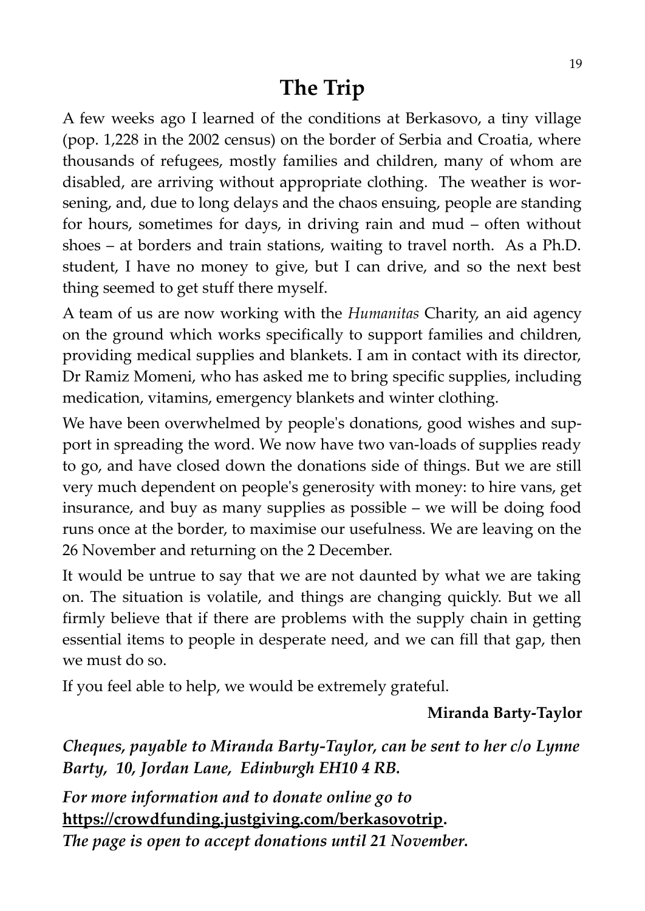# The Trip

A few weeks ago I learned of the conditions at Berkasovo, a tiny village (pop. 1,228 in the 2002 census) on the border of Serbia and Croatia, where thousands of refugees, mostly families and children, many of whom are disabled, are arriving without appropriate clothing. The weather is worsening, and, due to long delays and the chaos ensuing, people are standing for hours, sometimes for days, in driving rain and mud – often without shoes – at borders and train stations, waiting to travel north. As a Ph.D. student, I have no money to give, but I can drive, and so the next best thing seemed to get stuff there myself.

A team of us are now working with the *Humanitas* Charity, an aid agency on the ground which works specifically to support families and children, providing medical supplies and blankets. I am in contact with its director, Dr Ramiz Momeni, who has asked me to bring specific supplies, including medication, vitamins, emergency blankets and winter clothing.

We have been overwhelmed by people's donations, good wishes and support in spreading the word. We now have two van-loads of supplies ready to go, and have closed down the donations side of things. But we are still very much dependent on people's generosity with money: to hire vans, get insurance, and buy as many supplies as possible – we will be doing food runs once at the border, to maximise our usefulness. We are leaving on the 26 November and returning on the 2 December.

It would be untrue to say that we are not daunted by what we are taking on. The situation is volatile, and things are changing quickly. But we all firmly believe that if there are problems with the supply chain in getting essential items to people in desperate need, and we can fill that gap, then we must do so.

If you feel able to help, we would be extremely grateful.

**Miranda Barty-Taylor**

***Cheques, payable to Miranda Barty-Taylor, can be sent to her c/o Lynne Barty, 10, Jordan Lane, Edinburgh EH10 4 RB.***

***For more information and to donate online go to*** **https://crowdfunding.justgiving.com/berkasovotrip.**
***The page is open to accept donations until 21 November.***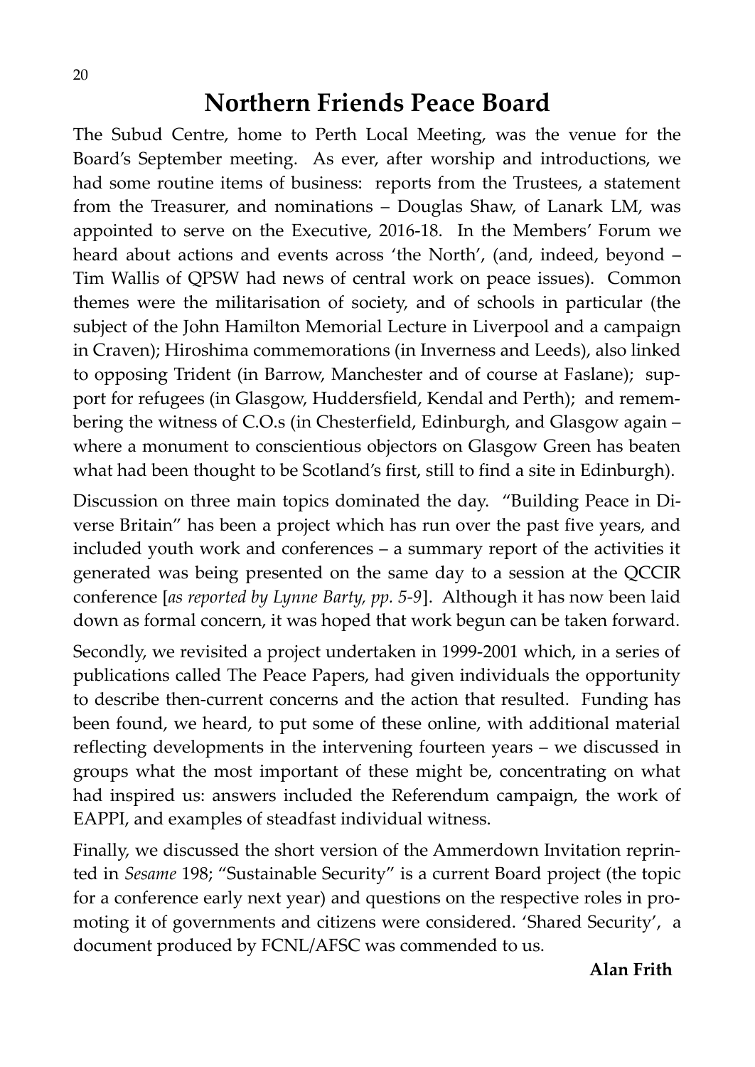# Northern Friends Peace Board

The Subud Centre, home to Perth Local Meeting, was the venue for the Board's September meeting. As ever, after worship and introductions, we had some routine items of business: reports from the Trustees, a statement from the Treasurer, and nominations – Douglas Shaw, of Lanark LM, was appointed to serve on the Executive, 2016-18. In the Members' Forum we heard about actions and events across 'the North', (and, indeed, beyond – Tim Wallis of QPSW had news of central work on peace issues). Common themes were the militarisation of society, and of schools in particular (the subject of the John Hamilton Memorial Lecture in Liverpool and a campaign in Craven); Hiroshima commemorations (in Inverness and Leeds), also linked to opposing Trident (in Barrow, Manchester and of course at Faslane); support for refugees (in Glasgow, Huddersfield, Kendal and Perth); and remembering the witness of C.O.s (in Chesterfield, Edinburgh, and Glasgow again – where a monument to conscientious objectors on Glasgow Green has beaten what had been thought to be Scotland's first, still to find a site in Edinburgh).

Discussion on three main topics dominated the day. "Building Peace in Diverse Britain" has been a project which has run over the past five years, and included youth work and conferences – a summary report of the activities it generated was being presented on the same day to a session at the QCCIR conference [*as reported by Lynne Barty, pp. 5-9*]. Although it has now been laid down as formal concern, it was hoped that work begun can be taken forward.

Secondly, we revisited a project undertaken in 1999-2001 which, in a series of publications called The Peace Papers, had given individuals the opportunity to describe then-current concerns and the action that resulted. Funding has been found, we heard, to put some of these online, with additional material reflecting developments in the intervening fourteen years – we discussed in groups what the most important of these might be, concentrating on what had inspired us: answers included the Referendum campaign, the work of EAPPI, and examples of steadfast individual witness.

Finally, we discussed the short version of the Ammerdown Invitation reprinted in *Sesame* 198; "Sustainable Security" is a current Board project (the topic for a conference early next year) and questions on the respective roles in promoting it of governments and citizens were considered. 'Shared Security', a document produced by FCNL/AFSC was commended to us.

**Alan Frith**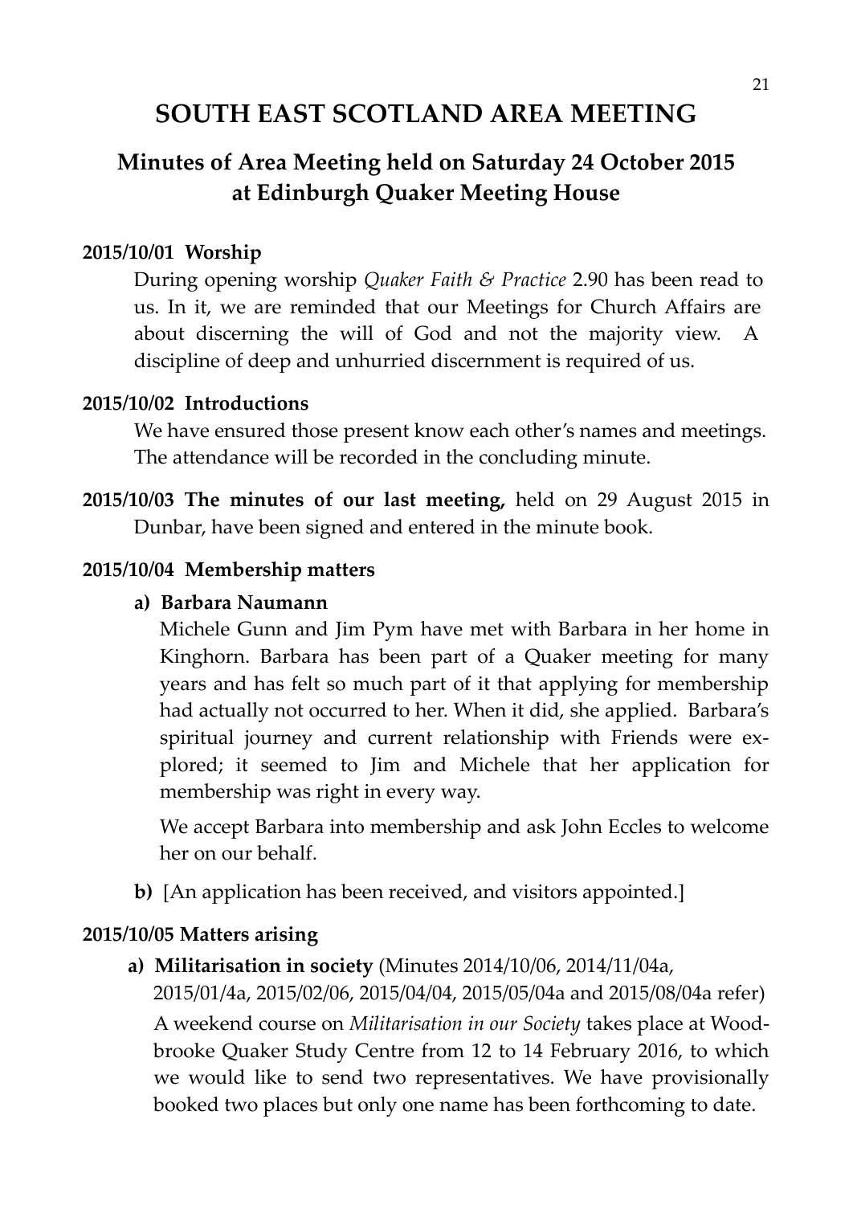# SOUTH EAST SCOTLAND AREA MEETING

## Minutes of Area Meeting held on Saturday 24 October 2015 at Edinburgh Quaker Meeting House

**2015/10/01 Worship**

During opening worship *Quaker Faith & Practice* 2.90 has been read to us. In it, we are reminded that our Meetings for Church Affairs are about discerning the will of God and not the majority view. A discipline of deep and unhurried discernment is required of us.

**2015/10/02 Introductions**

We have ensured those present know each other's names and meetings. The attendance will be recorded in the concluding minute.

**2015/10/03 The minutes of our last meeting,** held on 29 August 2015 in Dunbar, have been signed and entered in the minute book.

**2015/10/04 Membership matters**

**a) Barbara Naumann**

Michele Gunn and Jim Pym have met with Barbara in her home in Kinghorn. Barbara has been part of a Quaker meeting for many years and has felt so much part of it that applying for membership had actually not occurred to her. When it did, she applied. Barbara's spiritual journey and current relationship with Friends were explored; it seemed to Jim and Michele that her application for membership was right in every way.

We accept Barbara into membership and ask John Eccles to welcome her on our behalf.

**b)** [An application has been received, and visitors appointed.]

**2015/10/05 Matters arising**

**a) Militarisation in society** (Minutes 2014/10/06, 2014/11/04a, 2015/01/4a, 2015/02/06, 2015/04/04, 2015/05/04a and 2015/08/04a refer)

A weekend course on *Militarisation in our Society* takes place at Woodbrooke Quaker Study Centre from 12 to 14 February 2016, to which we would like to send two representatives. We have provisionally booked two places but only one name has been forthcoming to date.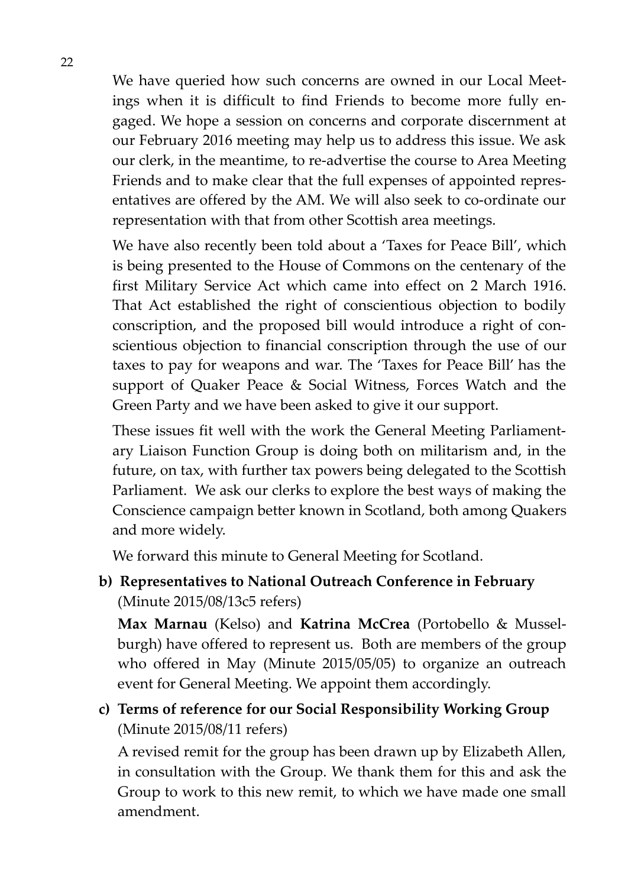We have queried how such concerns are owned in our Local Meetings when it is difficult to find Friends to become more fully engaged. We hope a session on concerns and corporate discernment at our February 2016 meeting may help us to address this issue. We ask our clerk, in the meantime, to re-advertise the course to Area Meeting Friends and to make clear that the full expenses of appointed representatives are offered by the AM. We will also seek to co-ordinate our representation with that from other Scottish area meetings.

We have also recently been told about a 'Taxes for Peace Bill', which is being presented to the House of Commons on the centenary of the first Military Service Act which came into effect on 2 March 1916. That Act established the right of conscientious objection to bodily conscription, and the proposed bill would introduce a right of conscientious objection to financial conscription through the use of our taxes to pay for weapons and war. The 'Taxes for Peace Bill' has the support of Quaker Peace & Social Witness, Forces Watch and the Green Party and we have been asked to give it our support.

These issues fit well with the work the General Meeting Parliamentary Liaison Function Group is doing both on militarism and, in the future, on tax, with further tax powers being delegated to the Scottish Parliament. We ask our clerks to explore the best ways of making the Conscience campaign better known in Scotland, both among Quakers and more widely.

We forward this minute to General Meeting for Scotland.

**b) Representatives to National Outreach Conference in February** (Minute 2015/08/13c5 refers)

**Max Marnau** (Kelso) and **Katrina McCrea** (Portobello & Musselburgh) have offered to represent us. Both are members of the group who offered in May (Minute 2015/05/05) to organize an outreach event for General Meeting. We appoint them accordingly.

**c) Terms of reference for our Social Responsibility Working Group** (Minute 2015/08/11 refers)

A revised remit for the group has been drawn up by Elizabeth Allen, in consultation with the Group. We thank them for this and ask the Group to work to this new remit, to which we have made one small amendment.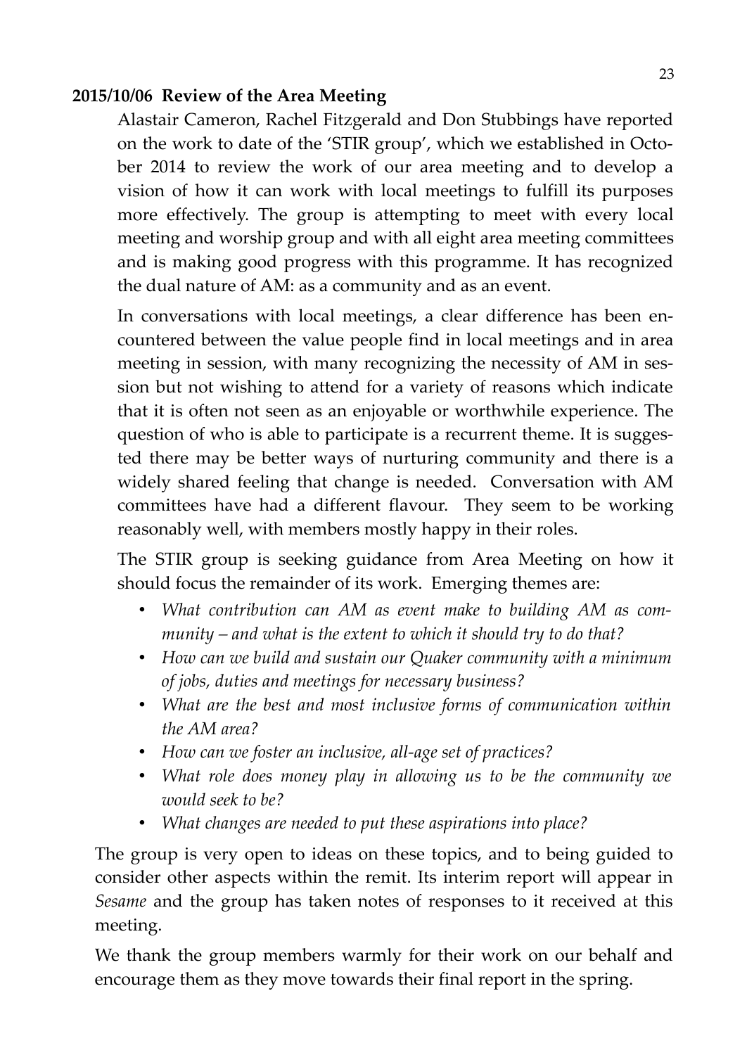**2015/10/06 Review of the Area Meeting**

Alastair Cameron, Rachel Fitzgerald and Don Stubbings have reported on the work to date of the 'STIR group', which we established in October 2014 to review the work of our area meeting and to develop a vision of how it can work with local meetings to fulfill its purposes more effectively. The group is attempting to meet with every local meeting and worship group and with all eight area meeting committees and is making good progress with this programme. It has recognized the dual nature of AM: as a community and as an event.

In conversations with local meetings, a clear difference has been encountered between the value people find in local meetings and in area meeting in session, with many recognizing the necessity of AM in session but not wishing to attend for a variety of reasons which indicate that it is often not seen as an enjoyable or worthwhile experience. The question of who is able to participate is a recurrent theme. It is suggested there may be better ways of nurturing community and there is a widely shared feeling that change is needed. Conversation with AM committees have had a different flavour. They seem to be working reasonably well, with members mostly happy in their roles.

The STIR group is seeking guidance from Area Meeting on how it should focus the remainder of its work. Emerging themes are:

- *What contribution can AM as event make to building AM as community – and what is the extent to which it should try to do that?*
- *How can we build and sustain our Quaker community with a minimum of jobs, duties and meetings for necessary business?*
- *What are the best and most inclusive forms of communication within the AM area?*
- *How can we foster an inclusive, all-age set of practices?*
- *What role does money play in allowing us to be the community we would seek to be?*
- *What changes are needed to put these aspirations into place?*

The group is very open to ideas on these topics, and to being guided to consider other aspects within the remit. Its interim report will appear in *Sesame* and the group has taken notes of responses to it received at this meeting.

We thank the group members warmly for their work on our behalf and encourage them as they move towards their final report in the spring.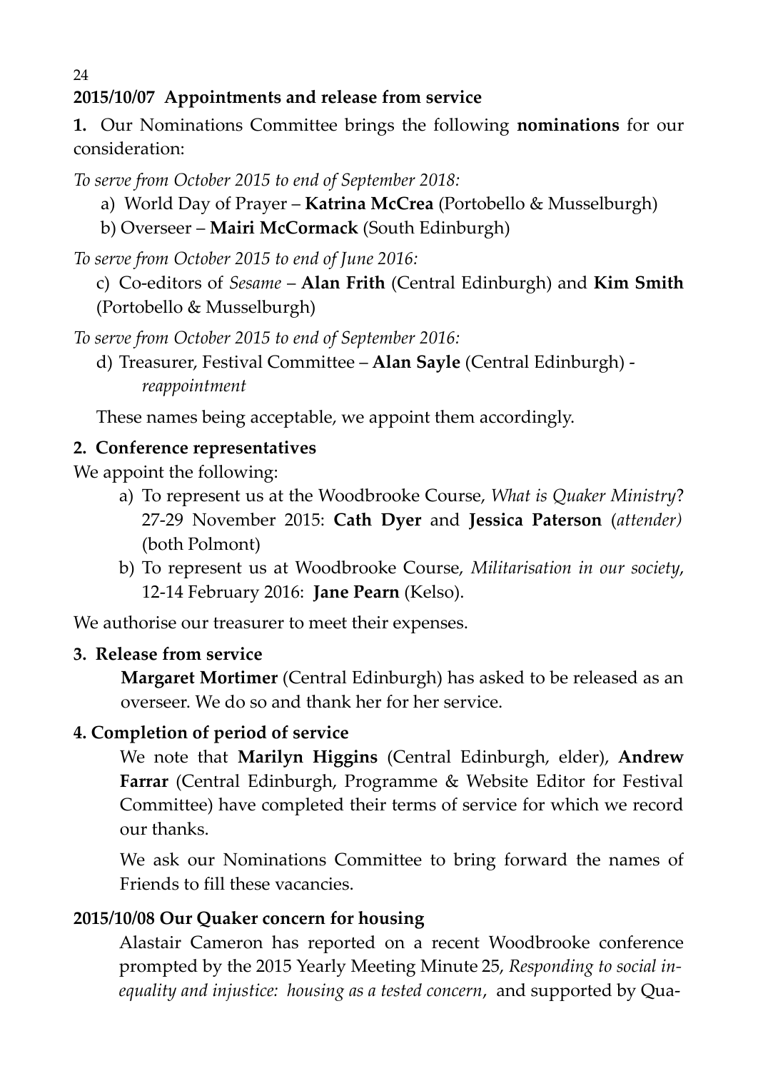## 2015/10/07 Appointments and release from service

**1.** Our Nominations Committee brings the following **nominations** for our consideration:

*To serve from October 2015 to end of September 2018:*

a) World Day of Prayer – **Katrina McCrea** (Portobello & Musselburgh)

b) Overseer – **Mairi McCormack** (South Edinburgh)

*To serve from October 2015 to end of June 2016:*

c) Co-editors of *Sesame* – **Alan Frith** (Central Edinburgh) and **Kim Smith** (Portobello & Musselburgh)

*To serve from October 2015 to end of September 2016:*

d) Treasurer, Festival Committee – **Alan Sayle** (Central Edinburgh) - *reappointment*

These names being acceptable, we appoint them accordingly.

**2. Conference representatives**

We appoint the following:

a) To represent us at the Woodbrooke Course, *What is Quaker Ministry*? 27-29 November 2015: **Cath Dyer** and **Jessica Paterson** (*attender)* (both Polmont)

b) To represent us at Woodbrooke Course, *Militarisation in our society*, 12-14 February 2016: **Jane Pearn** (Kelso).

We authorise our treasurer to meet their expenses.

**3. Release from service**

**Margaret Mortimer** (Central Edinburgh) has asked to be released as an overseer. We do so and thank her for her service.

**4. Completion of period of service**

We note that **Marilyn Higgins** (Central Edinburgh, elder), **Andrew Farrar** (Central Edinburgh, Programme & Website Editor for Festival Committee) have completed their terms of service for which we record our thanks.

We ask our Nominations Committee to bring forward the names of Friends to fill these vacancies.

## 2015/10/08 Our Quaker concern for housing

Alastair Cameron has reported on a recent Woodbrooke conference prompted by the 2015 Yearly Meeting Minute 25, *Responding to social inequality and injustice: housing as a tested concern*, and supported by Qua-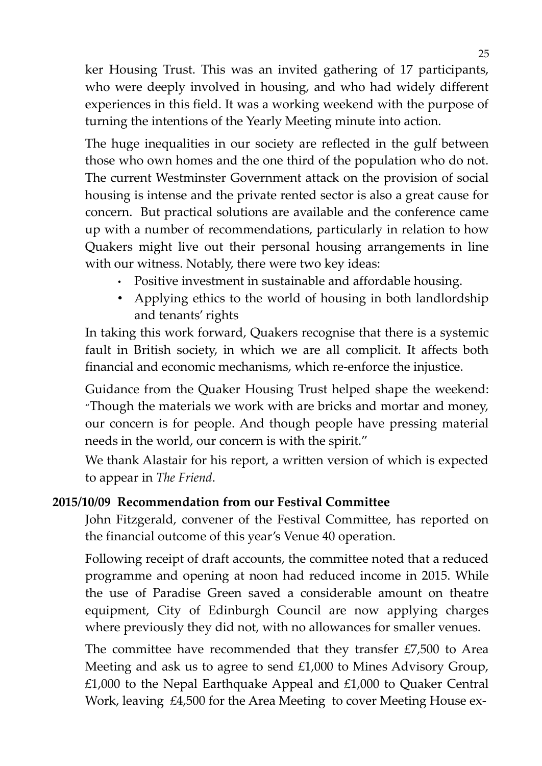ker Housing Trust. This was an invited gathering of 17 participants, who were deeply involved in housing, and who had widely different experiences in this field. It was a working weekend with the purpose of turning the intentions of the Yearly Meeting minute into action.

The huge inequalities in our society are reflected in the gulf between those who own homes and the one third of the population who do not. The current Westminster Government attack on the provision of social housing is intense and the private rented sector is also a great cause for concern. But practical solutions are available and the conference came up with a number of recommendations, particularly in relation to how Quakers might live out their personal housing arrangements in line with our witness. Notably, there were two key ideas:

- Positive investment in sustainable and affordable housing.
- Applying ethics to the world of housing in both landlordship and tenants' rights

In taking this work forward, Quakers recognise that there is a systemic fault in British society, in which we are all complicit. It affects both financial and economic mechanisms, which re-enforce the injustice.

Guidance from the Quaker Housing Trust helped shape the weekend: "Though the materials we work with are bricks and mortar and money, our concern is for people. And though people have pressing material needs in the world, our concern is with the spirit."

We thank Alastair for his report, a written version of which is expected to appear in *The Friend*.

**2015/10/09 Recommendation from our Festival Committee**

John Fitzgerald, convener of the Festival Committee, has reported on the financial outcome of this year's Venue 40 operation.

Following receipt of draft accounts, the committee noted that a reduced programme and opening at noon had reduced income in 2015. While the use of Paradise Green saved a considerable amount on theatre equipment, City of Edinburgh Council are now applying charges where previously they did not, with no allowances for smaller venues.

The committee have recommended that they transfer £7,500 to Area Meeting and ask us to agree to send £1,000 to Mines Advisory Group, £1,000 to the Nepal Earthquake Appeal and £1,000 to Quaker Central Work, leaving £4,500 for the Area Meeting to cover Meeting House ex-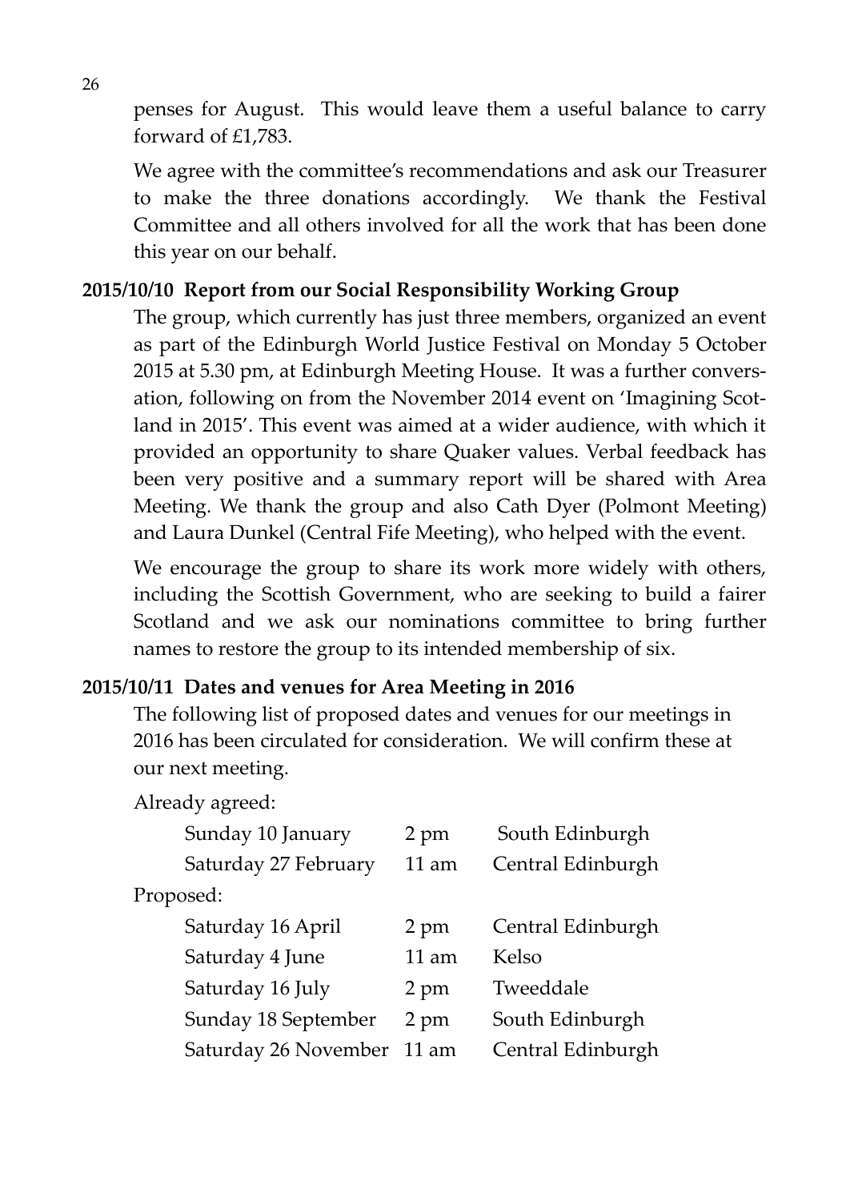penses for August. This would leave them a useful balance to carry forward of £1,783.

We agree with the committee's recommendations and ask our Treasurer to make the three donations accordingly. We thank the Festival Committee and all others involved for all the work that has been done this year on our behalf.

**2015/10/10 Report from our Social Responsibility Working Group**

The group, which currently has just three members, organized an event as part of the Edinburgh World Justice Festival on Monday 5 October 2015 at 5.30 pm, at Edinburgh Meeting House. It was a further conversation, following on from the November 2014 event on 'Imagining Scotland in 2015'. This event was aimed at a wider audience, with which it provided an opportunity to share Quaker values. Verbal feedback has been very positive and a summary report will be shared with Area Meeting. We thank the group and also Cath Dyer (Polmont Meeting) and Laura Dunkel (Central Fife Meeting), who helped with the event.

We encourage the group to share its work more widely with others, including the Scottish Government, who are seeking to build a fairer Scotland and we ask our nominations committee to bring further names to restore the group to its intended membership of six.

**2015/10/11 Dates and venues for Area Meeting in 2016**

The following list of proposed dates and venues for our meetings in 2016 has been circulated for consideration. We will confirm these at our next meeting.

Already agreed:

| | | |
|---|---|---|
| Sunday 10 January | 2 pm | South Edinburgh |
| Saturday 27 February | 11 am | Central Edinburgh |

Proposed:

| | | |
|---|---|---|
| Saturday 16 April | 2 pm | Central Edinburgh |
| Saturday 4 June | 11 am | Kelso |
| Saturday 16 July | 2 pm | Tweeddale |
| Sunday 18 September | 2 pm | South Edinburgh |
| Saturday 26 November | 11 am | Central Edinburgh |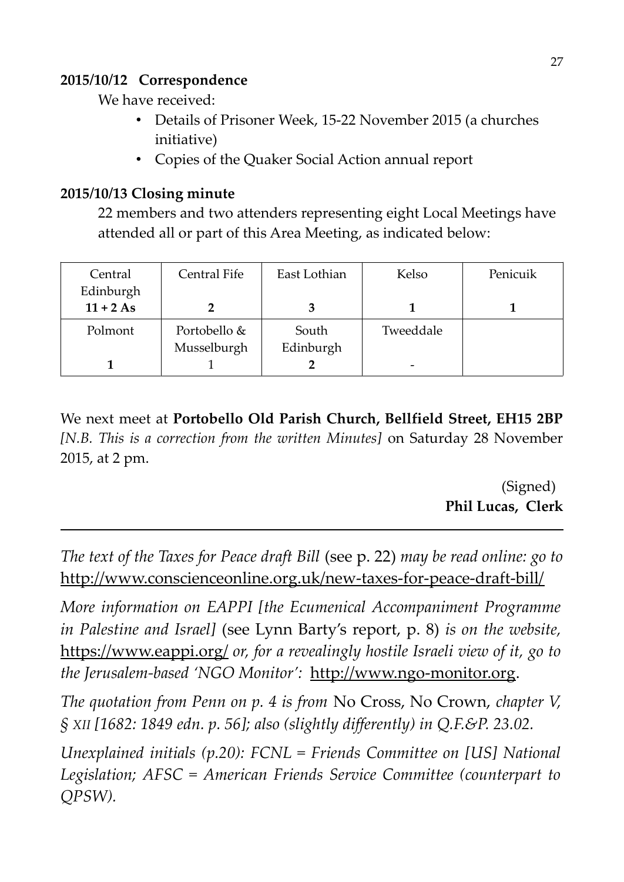**2015/10/12 Correspondence**

We have received:

- Details of Prisoner Week, 15-22 November 2015 (a churches initiative)
- Copies of the Quaker Social Action annual report

**2015/10/13 Closing minute**

22 members and two attenders representing eight Local Meetings have attended all or part of this Area Meeting, as indicated below:

| Central Edinburgh | Central Fife | East Lothian | Kelso | Penicuik |
|---|---|---|---|---|
| **11 + 2 As** | **2** | **3** | **1** | **1** |
| Polmont | Portobello & Musselburgh | South Edinburgh | Tweeddale | |
| **1** | 1 | **2** | - | |

We next meet at **Portobello Old Parish Church, Bellfield Street, EH15 2BP** *[N.B. This is a correction from the written Minutes]* on Saturday 28 November 2015, at 2 pm.

(Signed)
**Phil Lucas, Clerk**

---

*The text of the Taxes for Peace draft Bill* (see p. 22) *may be read online: go to* http://www.conscienceonline.org.uk/new-taxes-for-peace-draft-bill/

*More information on EAPPI [the Ecumenical Accompaniment Programme in Palestine and Israel]* (see Lynn Barty's report, p. 8) *is on the website,* https://www.eappi.org/ *or, for a revealingly hostile Israeli view of it, go to the Jerusalem-based 'NGO Monitor':* http://www.ngo-monitor.org.

*The quotation from Penn on p. 4 is from* No Cross, No Crown, *chapter V, § XII [1682: 1849 edn. p. 56]; also (slightly differently) in Q.F.&P. 23.02.*

*Unexplained initials (p.20): FCNL = Friends Committee on [US] National Legislation; AFSC = American Friends Service Committee (counterpart to QPSW).*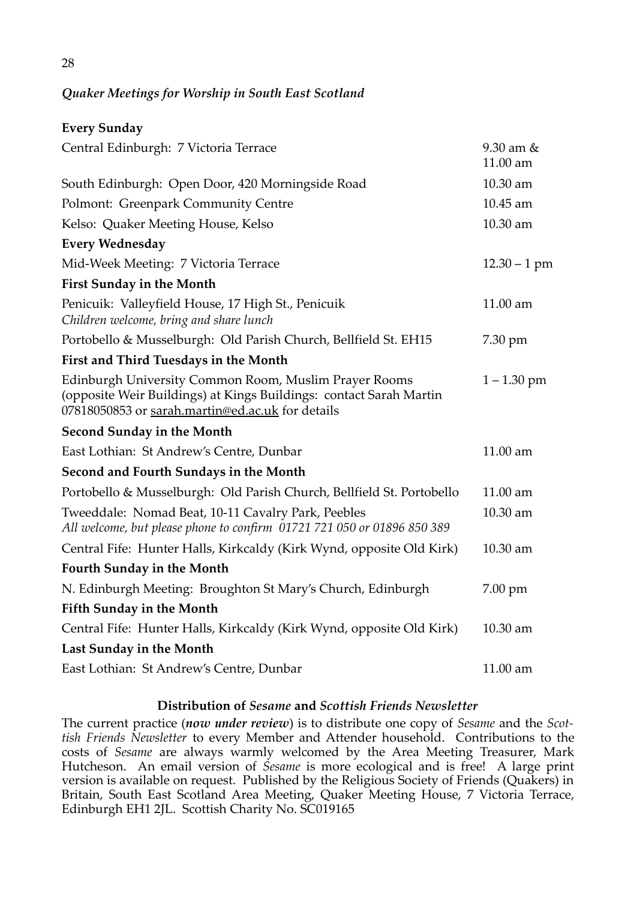*Quaker Meetings for Worship in South East Scotland*

| | |
|---|---|
| **Every Sunday** | |
| Central Edinburgh: 7 Victoria Terrace | 9.30 am & 11.00 am |
| South Edinburgh: Open Door, 420 Morningside Road | 10.30 am |
| Polmont: Greenpark Community Centre | 10.45 am |
| Kelso: Quaker Meeting House, Kelso | 10.30 am |
| **Every Wednesday** | |
| Mid-Week Meeting: 7 Victoria Terrace | 12.30 – 1 pm |
| **First Sunday in the Month** | |
| Penicuik: Valleyfield House, 17 High St., Penicuik<br>*Children welcome, bring and share lunch* | 11.00 am |
| Portobello & Musselburgh: Old Parish Church, Bellfield St. EH15 | 7.30 pm |
| **First and Third Tuesdays in the Month** | |
| Edinburgh University Common Room, Muslim Prayer Rooms (opposite Weir Buildings) at Kings Buildings: contact Sarah Martin 07818050853 or sarah.martin@ed.ac.uk for details | 1 – 1.30 pm |
| **Second Sunday in the Month** | |
| East Lothian: St Andrew's Centre, Dunbar | 11.00 am |
| **Second and Fourth Sundays in the Month** | |
| Portobello & Musselburgh: Old Parish Church, Bellfield St. Portobello | 11.00 am |
| Tweeddale: Nomad Beat, 10-11 Cavalry Park, Peebles<br>*All welcome, but please phone to confirm 01721 721 050 or 01896 850 389* | 10.30 am |
| Central Fife: Hunter Halls, Kirkcaldy (Kirk Wynd, opposite Old Kirk) | 10.30 am |
| **Fourth Sunday in the Month** | |
| N. Edinburgh Meeting: Broughton St Mary's Church, Edinburgh | 7.00 pm |
| **Fifth Sunday in the Month** | |
| Central Fife: Hunter Halls, Kirkcaldy (Kirk Wynd, opposite Old Kirk) | 10.30 am |
| **Last Sunday in the Month** | |
| East Lothian: St Andrew's Centre, Dunbar | 11.00 am |

**Distribution of *Sesame* and *Scottish Friends Newsletter***

The current practice (***now under review***) is to distribute one copy of *Sesame* and the *Scottish Friends Newsletter* to every Member and Attender household. Contributions to the costs of *Sesame* are always warmly welcomed by the Area Meeting Treasurer, Mark Hutcheson. An email version of *Sesame* is more ecological and is free! A large print version is available on request. Published by the Religious Society of Friends (Quakers) in Britain, South East Scotland Area Meeting, Quaker Meeting House, 7 Victoria Terrace, Edinburgh EH1 2JL. Scottish Charity No. SC019165